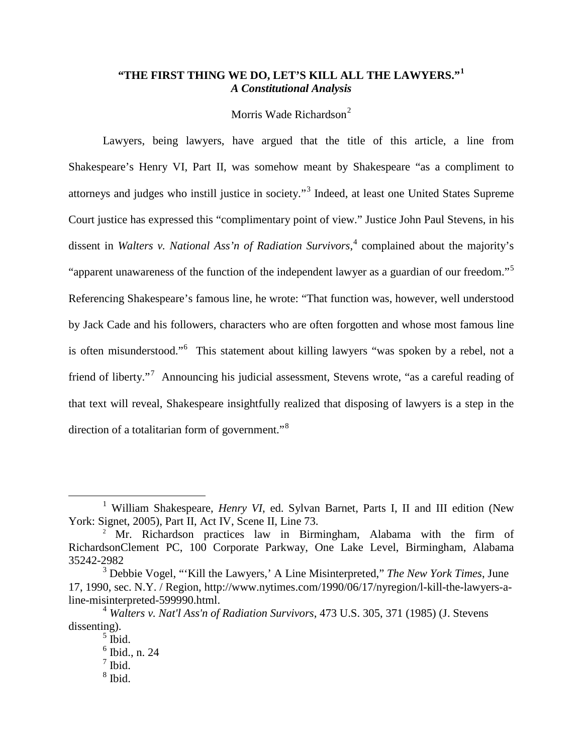# "THE FIRST THING WE DO, LET'S KILL ALL THE LAWYERS."[1]
### *A Constitutional Analysis*

Morris Wade Richardson[2]

Lawyers, being lawyers, have argued that the title of this article, a line from Shakespeare's Henry VI, Part II, was somehow meant by Shakespeare "as a compliment to attorneys and judges who instill justice in society."[3] Indeed, at least one United States Supreme Court justice has expressed this "complimentary point of view." Justice John Paul Stevens, in his dissent in *Walters v. National Ass'n of Radiation Survivors*,[4] complained about the majority's "apparent unawareness of the function of the independent lawyer as a guardian of our freedom."[5] Referencing Shakespeare's famous line, he wrote: "That function was, however, well understood by Jack Cade and his followers, characters who are often forgotten and whose most famous line is often misunderstood."[6] This statement about killing lawyers "was spoken by a rebel, not a friend of liberty."[7] Announcing his judicial assessment, Stevens wrote, "as a careful reading of that text will reveal, Shakespeare insightfully realized that disposing of lawyers is a step in the direction of a totalitarian form of government."[8]

---

[1] William Shakespeare, *Henry VI*, ed. Sylvan Barnet, Parts I, II and III edition (New York: Signet, 2005), Part II, Act IV, Scene II, Line 73.

[2] Mr. Richardson practices law in Birmingham, Alabama with the firm of RichardsonClement PC, 100 Corporate Parkway, One Lake Level, Birmingham, Alabama 35242-2982

[3] Debbie Vogel, "'Kill the Lawyers,' A Line Misinterpreted," *The New York Times*, June 17, 1990, sec. N.Y. / Region, http://www.nytimes.com/1990/06/17/nyregion/l-kill-the-lawyers-a-line-misinterpreted-599990.html.

[4] *Walters v. Nat'l Ass'n of Radiation Survivors*, 473 U.S. 305, 371 (1985) (J. Stevens dissenting).

[5] Ibid.

[6] Ibid., n. 24

[7] Ibid.

[8] Ibid.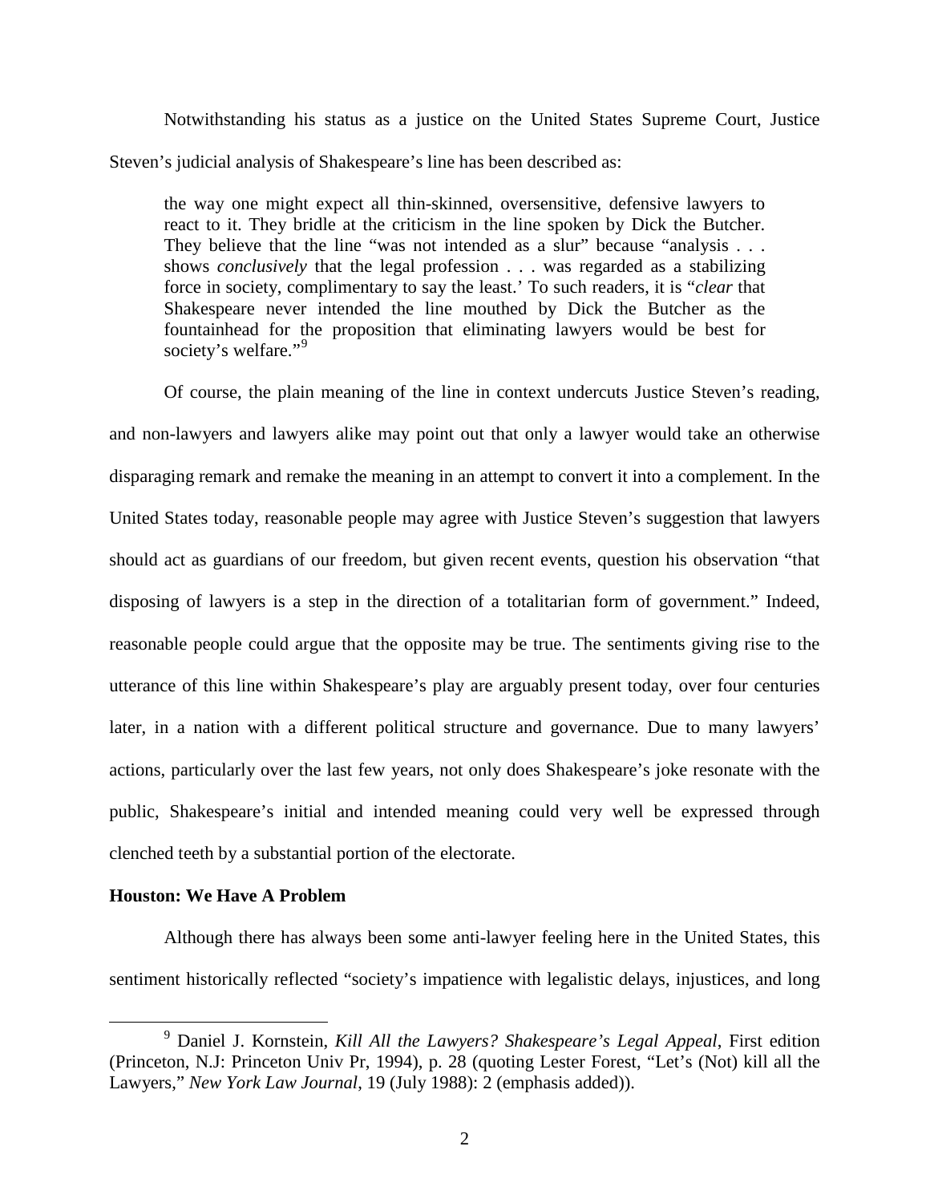Notwithstanding his status as a justice on the United States Supreme Court, Justice Steven's judicial analysis of Shakespeare's line has been described as:

> the way one might expect all thin-skinned, oversensitive, defensive lawyers to react to it. They bridle at the criticism in the line spoken by Dick the Butcher. They believe that the line "was not intended as a slur" because "analysis . . . shows *conclusively* that the legal profession . . . was regarded as a stabilizing force in society, complimentary to say the least.' To such readers, it is "*clear* that Shakespeare never intended the line mouthed by Dick the Butcher as the fountainhead for the proposition that eliminating lawyers would be best for society's welfare."[9]

Of course, the plain meaning of the line in context undercuts Justice Steven's reading, and non-lawyers and lawyers alike may point out that only a lawyer would take an otherwise disparaging remark and remake the meaning in an attempt to convert it into a complement. In the United States today, reasonable people may agree with Justice Steven's suggestion that lawyers should act as guardians of our freedom, but given recent events, question his observation "that disposing of lawyers is a step in the direction of a totalitarian form of government." Indeed, reasonable people could argue that the opposite may be true. The sentiments giving rise to the utterance of this line within Shakespeare's play are arguably present today, over four centuries later, in a nation with a different political structure and governance. Due to many lawyers' actions, particularly over the last few years, not only does Shakespeare's joke resonate with the public, Shakespeare's initial and intended meaning could very well be expressed through clenched teeth by a substantial portion of the electorate.

**Houston: We Have A Problem**

Although there has always been some anti-lawyer feeling here in the United States, this sentiment historically reflected "society's impatience with legalistic delays, injustices, and long

---

[9] Daniel J. Kornstein, *Kill All the Lawyers? Shakespeare's Legal Appeal*, First edition (Princeton, N.J: Princeton Univ Pr, 1994), p. 28 (quoting Lester Forest, "Let's (Not) kill all the Lawyers," *New York Law Journal*, 19 (July 1988): 2 (emphasis added)).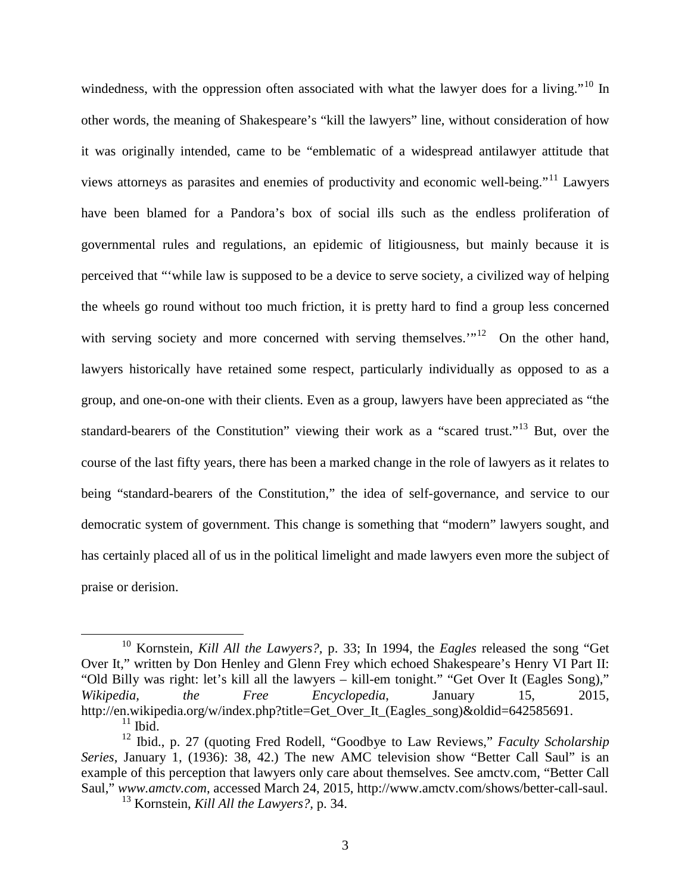windedness, with the oppression often associated with what the lawyer does for a living."[10] In other words, the meaning of Shakespeare's "kill the lawyers" line, without consideration of how it was originally intended, came to be "emblematic of a widespread antilawyer attitude that views attorneys as parasites and enemies of productivity and economic well-being."[11] Lawyers have been blamed for a Pandora's box of social ills such as the endless proliferation of governmental rules and regulations, an epidemic of litigiousness, but mainly because it is perceived that "'while law is supposed to be a device to serve society, a civilized way of helping the wheels go round without too much friction, it is pretty hard to find a group less concerned with serving society and more concerned with serving themselves.'"[12] On the other hand, lawyers historically have retained some respect, particularly individually as opposed to as a group, and one-on-one with their clients. Even as a group, lawyers have been appreciated as "the standard-bearers of the Constitution" viewing their work as a "scared trust."[13] But, over the course of the last fifty years, there has been a marked change in the role of lawyers as it relates to being "standard-bearers of the Constitution," the idea of self-governance, and service to our democratic system of government. This change is something that "modern" lawyers sought, and has certainly placed all of us in the political limelight and made lawyers even more the subject of praise or derision.

---

[10] Kornstein, *Kill All the Lawyers?*, p. 33; In 1994, the *Eagles* released the song "Get Over It," written by Don Henley and Glenn Frey which echoed Shakespeare's Henry VI Part II: "Old Billy was right: let's kill all the lawyers – kill-em tonight." "Get Over It (Eagles Song)," *Wikipedia, the Free Encyclopedia*, January 15, 2015, http://en.wikipedia.org/w/index.php?title=Get_Over_It_(Eagles_song)&oldid=642585691.

[11] Ibid.

[12] Ibid., p. 27 (quoting Fred Rodell, "Goodbye to Law Reviews," *Faculty Scholarship Series*, January 1, (1936): 38, 42.) The new AMC television show "Better Call Saul" is an example of this perception that lawyers only care about themselves. See amctv.com, "Better Call Saul," *www.amctv.com*, accessed March 24, 2015, http://www.amctv.com/shows/better-call-saul.

[13] Kornstein, *Kill All the Lawyers?*, p. 34.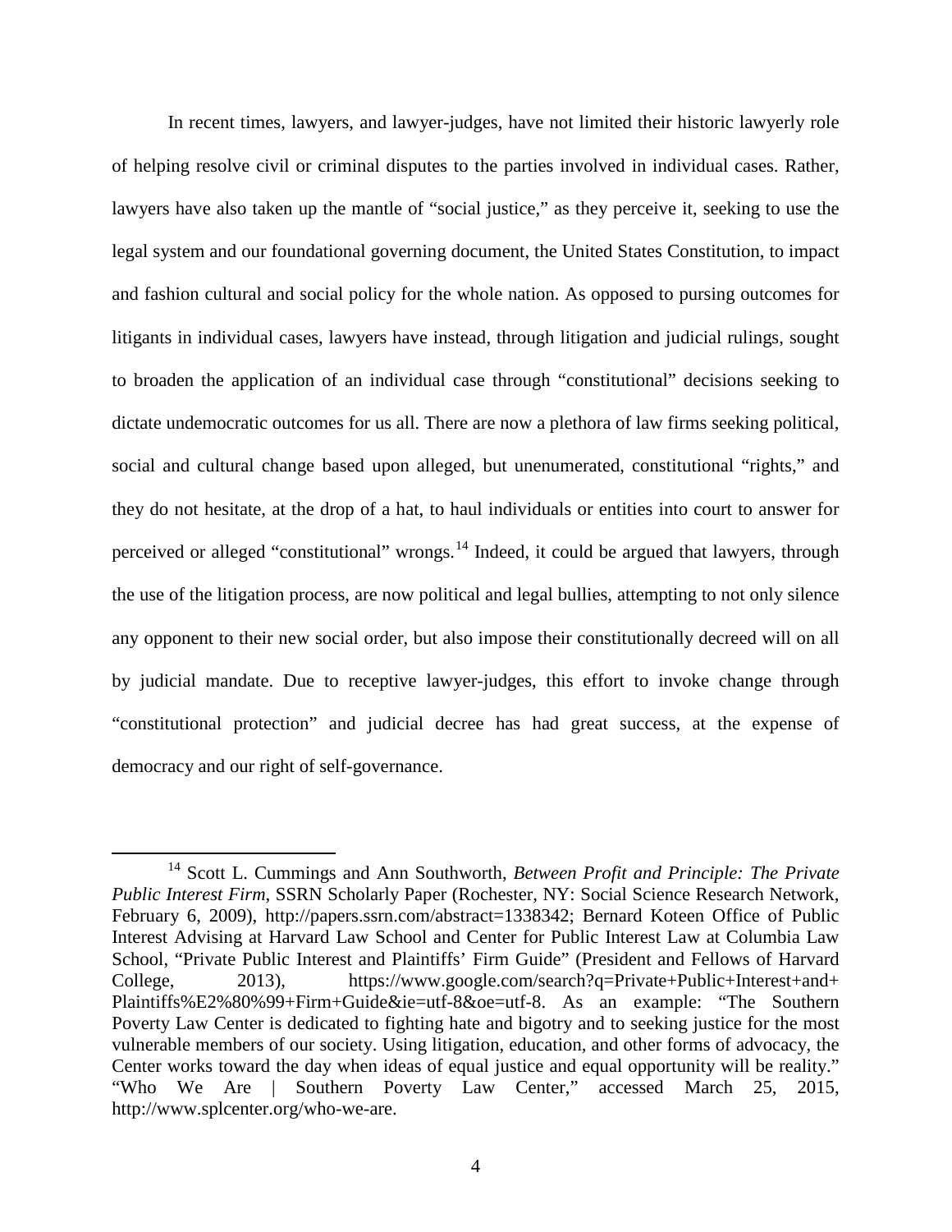In recent times, lawyers, and lawyer-judges, have not limited their historic lawyerly role of helping resolve civil or criminal disputes to the parties involved in individual cases. Rather, lawyers have also taken up the mantle of "social justice," as they perceive it, seeking to use the legal system and our foundational governing document, the United States Constitution, to impact and fashion cultural and social policy for the whole nation. As opposed to pursing outcomes for litigants in individual cases, lawyers have instead, through litigation and judicial rulings, sought to broaden the application of an individual case through "constitutional" decisions seeking to dictate undemocratic outcomes for us all. There are now a plethora of law firms seeking political, social and cultural change based upon alleged, but unenumerated, constitutional "rights," and they do not hesitate, at the drop of a hat, to haul individuals or entities into court to answer for perceived or alleged "constitutional" wrongs.[14] Indeed, it could be argued that lawyers, through the use of the litigation process, are now political and legal bullies, attempting to not only silence any opponent to their new social order, but also impose their constitutionally decreed will on all by judicial mandate. Due to receptive lawyer-judges, this effort to invoke change through "constitutional protection" and judicial decree has had great success, at the expense of democracy and our right of self-governance.

---

[14] Scott L. Cummings and Ann Southworth, *Between Profit and Principle: The Private Public Interest Firm*, SSRN Scholarly Paper (Rochester, NY: Social Science Research Network, February 6, 2009), http://papers.ssrn.com/abstract=1338342; Bernard Koteen Office of Public Interest Advising at Harvard Law School and Center for Public Interest Law at Columbia Law School, "Private Public Interest and Plaintiffs' Firm Guide" (President and Fellows of Harvard College, 2013), https://www.google.com/search?q=Private+Public+Interest+and+Plaintiffs%E2%80%99+Firm+Guide&ie=utf-8&oe=utf-8. As an example: "The Southern Poverty Law Center is dedicated to fighting hate and bigotry and to seeking justice for the most vulnerable members of our society. Using litigation, education, and other forms of advocacy, the Center works toward the day when ideas of equal justice and equal opportunity will be reality." "Who We Are | Southern Poverty Law Center," accessed March 25, 2015, http://www.splcenter.org/who-we-are.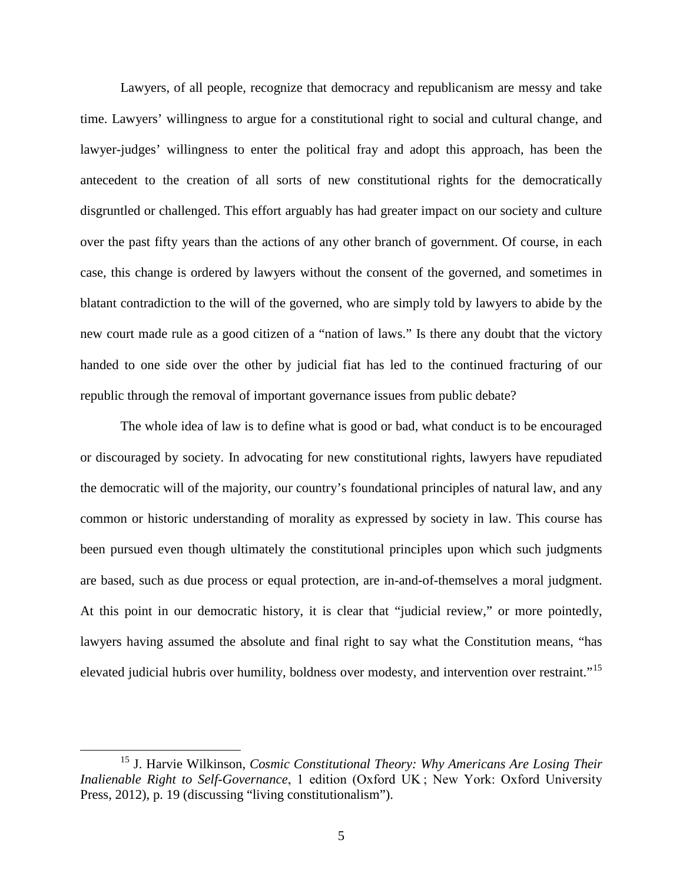Lawyers, of all people, recognize that democracy and republicanism are messy and take time. Lawyers' willingness to argue for a constitutional right to social and cultural change, and lawyer-judges' willingness to enter the political fray and adopt this approach, has been the antecedent to the creation of all sorts of new constitutional rights for the democratically disgruntled or challenged. This effort arguably has had greater impact on our society and culture over the past fifty years than the actions of any other branch of government. Of course, in each case, this change is ordered by lawyers without the consent of the governed, and sometimes in blatant contradiction to the will of the governed, who are simply told by lawyers to abide by the new court made rule as a good citizen of a "nation of laws." Is there any doubt that the victory handed to one side over the other by judicial fiat has led to the continued fracturing of our republic through the removal of important governance issues from public debate?

The whole idea of law is to define what is good or bad, what conduct is to be encouraged or discouraged by society. In advocating for new constitutional rights, lawyers have repudiated the democratic will of the majority, our country's foundational principles of natural law, and any common or historic understanding of morality as expressed by society in law. This course has been pursued even though ultimately the constitutional principles upon which such judgments are based, such as due process or equal protection, are in-and-of-themselves a moral judgment. At this point in our democratic history, it is clear that "judicial review," or more pointedly, lawyers having assumed the absolute and final right to say what the Constitution means, "has elevated judicial hubris over humility, boldness over modesty, and intervention over restraint."[15]

---

[15] J. Harvie Wilkinson, *Cosmic Constitutional Theory: Why Americans Are Losing Their Inalienable Right to Self-Governance*, 1 edition (Oxford UK ; New York: Oxford University Press, 2012), p. 19 (discussing "living constitutionalism").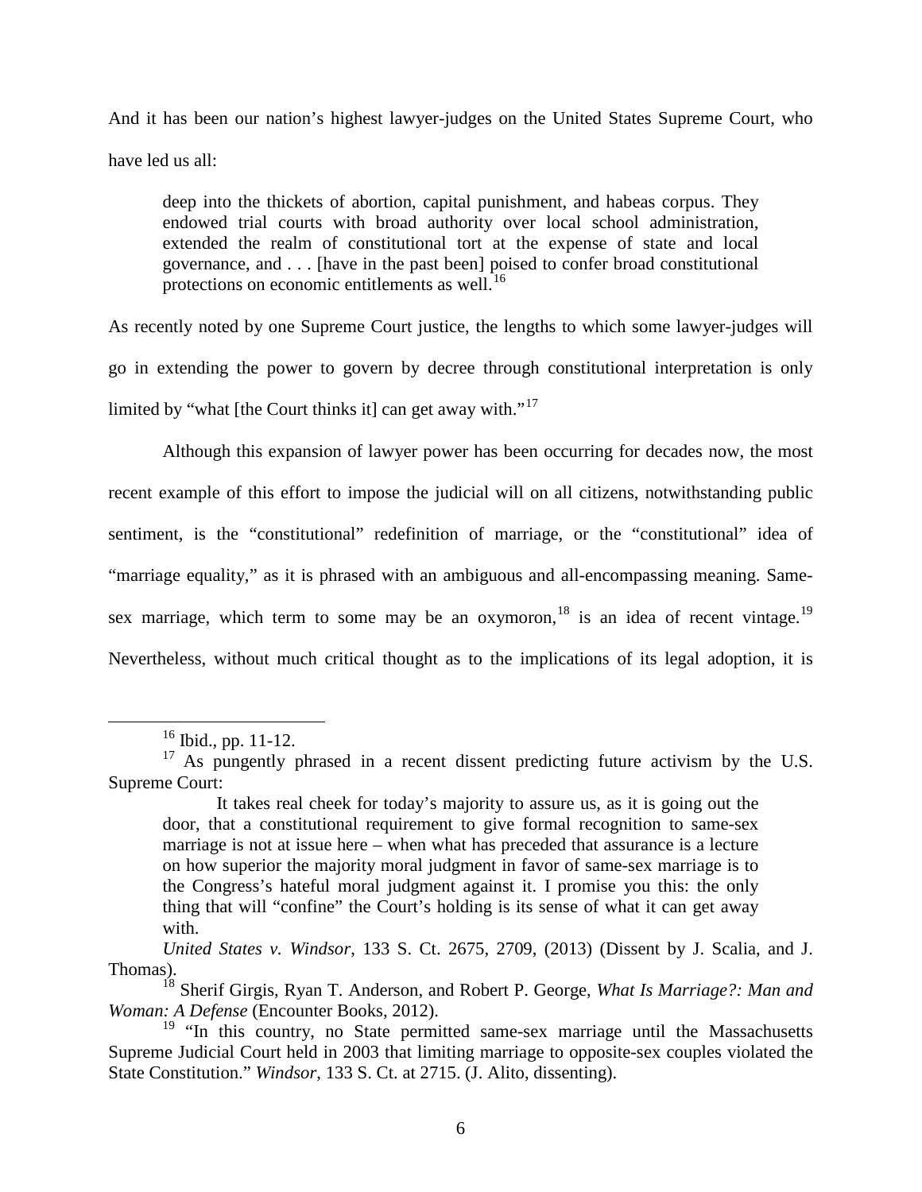And it has been our nation's highest lawyer-judges on the United States Supreme Court, who have led us all:

> deep into the thickets of abortion, capital punishment, and habeas corpus. They endowed trial courts with broad authority over local school administration, extended the realm of constitutional tort at the expense of state and local governance, and . . . [have in the past been] poised to confer broad constitutional protections on economic entitlements as well.[16]

As recently noted by one Supreme Court justice, the lengths to which some lawyer-judges will go in extending the power to govern by decree through constitutional interpretation is only limited by "what [the Court thinks it] can get away with."[17]

Although this expansion of lawyer power has been occurring for decades now, the most recent example of this effort to impose the judicial will on all citizens, notwithstanding public sentiment, is the "constitutional" redefinition of marriage, or the "constitutional" idea of "marriage equality," as it is phrased with an ambiguous and all-encompassing meaning. Same-sex marriage, which term to some may be an oxymoron,[18] is an idea of recent vintage.[19] Nevertheless, without much critical thought as to the implications of its legal adoption, it is

---

[16] Ibid., pp. 11-12.

[17] As pungently phrased in a recent dissent predicting future activism by the U.S. Supreme Court:

> It takes real cheek for today's majority to assure us, as it is going out the door, that a constitutional requirement to give formal recognition to same-sex marriage is not at issue here – when what has preceded that assurance is a lecture on how superior the majority moral judgment in favor of same-sex marriage is to the Congress's hateful moral judgment against it. I promise you this: the only thing that will "confine" the Court's holding is its sense of what it can get away with.

*United States v. Windsor*, 133 S. Ct. 2675, 2709, (2013) (Dissent by J. Scalia, and J. Thomas).

[18] Sherif Girgis, Ryan T. Anderson, and Robert P. George, *What Is Marriage?: Man and Woman: A Defense* (Encounter Books, 2012).

[19] "In this country, no State permitted same-sex marriage until the Massachusetts Supreme Judicial Court held in 2003 that limiting marriage to opposite-sex couples violated the State Constitution." *Windsor*, 133 S. Ct. at 2715. (J. Alito, dissenting).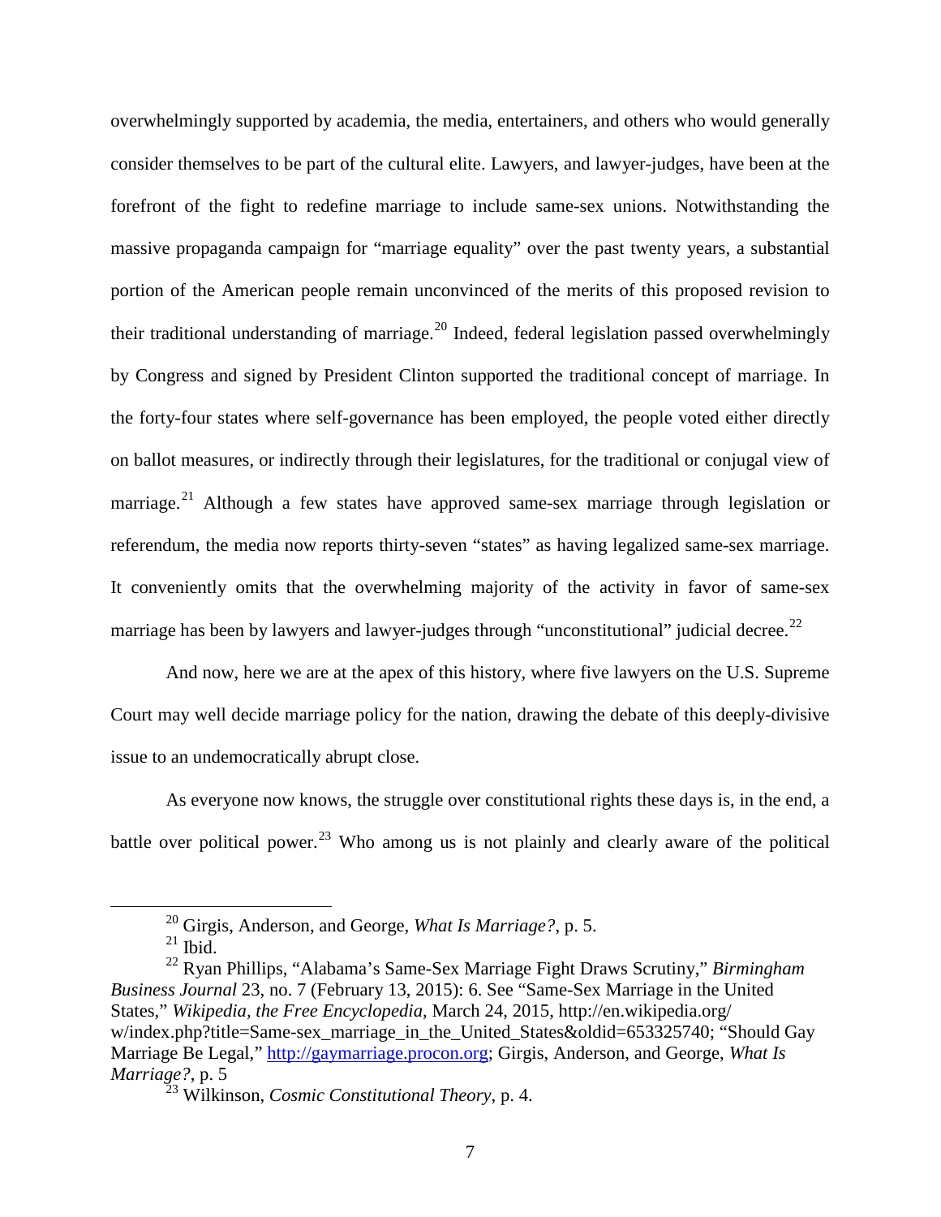overwhelmingly supported by academia, the media, entertainers, and others who would generally consider themselves to be part of the cultural elite. Lawyers, and lawyer-judges, have been at the forefront of the fight to redefine marriage to include same-sex unions. Notwithstanding the massive propaganda campaign for "marriage equality" over the past twenty years, a substantial portion of the American people remain unconvinced of the merits of this proposed revision to their traditional understanding of marriage.[20] Indeed, federal legislation passed overwhelmingly by Congress and signed by President Clinton supported the traditional concept of marriage. In the forty-four states where self-governance has been employed, the people voted either directly on ballot measures, or indirectly through their legislatures, for the traditional or conjugal view of marriage.[21] Although a few states have approved same-sex marriage through legislation or referendum, the media now reports thirty-seven "states" as having legalized same-sex marriage. It conveniently omits that the overwhelming majority of the activity in favor of same-sex marriage has been by lawyers and lawyer-judges through "unconstitutional" judicial decree.[22]

And now, here we are at the apex of this history, where five lawyers on the U.S. Supreme Court may well decide marriage policy for the nation, drawing the debate of this deeply-divisive issue to an undemocratically abrupt close.

As everyone now knows, the struggle over constitutional rights these days is, in the end, a battle over political power.[23] Who among us is not plainly and clearly aware of the political

---

[20] Girgis, Anderson, and George, *What Is Marriage?*, p. 5.

[21] Ibid.

[22] Ryan Phillips, "Alabama's Same-Sex Marriage Fight Draws Scrutiny," *Birmingham Business Journal* 23, no. 7 (February 13, 2015): 6. See "Same-Sex Marriage in the United States," *Wikipedia, the Free Encyclopedia*, March 24, 2015, http://en.wikipedia.org/w/index.php?title=Same-sex_marriage_in_the_United_States&oldid=653325740; "Should Gay Marriage Be Legal," http://gaymarriage.procon.org; Girgis, Anderson, and George, *What Is Marriage?*, p. 5

[23] Wilkinson, *Cosmic Constitutional Theory*, p. 4.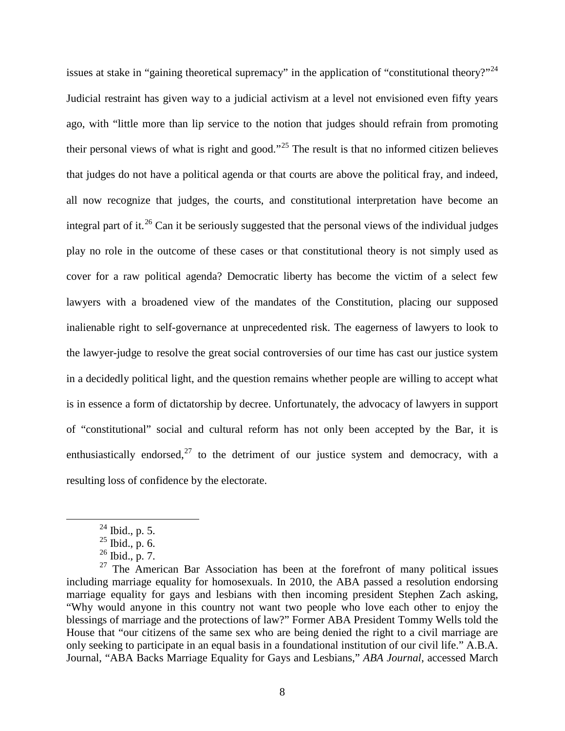issues at stake in "gaining theoretical supremacy" in the application of "constitutional theory?"[24] Judicial restraint has given way to a judicial activism at a level not envisioned even fifty years ago, with "little more than lip service to the notion that judges should refrain from promoting their personal views of what is right and good."[25] The result is that no informed citizen believes that judges do not have a political agenda or that courts are above the political fray, and indeed, all now recognize that judges, the courts, and constitutional interpretation have become an integral part of it.[26] Can it be seriously suggested that the personal views of the individual judges play no role in the outcome of these cases or that constitutional theory is not simply used as cover for a raw political agenda? Democratic liberty has become the victim of a select few lawyers with a broadened view of the mandates of the Constitution, placing our supposed inalienable right to self-governance at unprecedented risk. The eagerness of lawyers to look to the lawyer-judge to resolve the great social controversies of our time has cast our justice system in a decidedly political light, and the question remains whether people are willing to accept what is in essence a form of dictatorship by decree. Unfortunately, the advocacy of lawyers in support of "constitutional" social and cultural reform has not only been accepted by the Bar, it is enthusiastically endorsed,[27] to the detriment of our justice system and democracy, with a resulting loss of confidence by the electorate.

---

[24] Ibid., p. 5.

[25] Ibid., p. 6.

[26] Ibid., p. 7.

[27] The American Bar Association has been at the forefront of many political issues including marriage equality for homosexuals. In 2010, the ABA passed a resolution endorsing marriage equality for gays and lesbians with then incoming president Stephen Zach asking, "Why would anyone in this country not want two people who love each other to enjoy the blessings of marriage and the protections of law?" Former ABA President Tommy Wells told the House that "our citizens of the same sex who are being denied the right to a civil marriage are only seeking to participate in an equal basis in a foundational institution of our civil life." A.B.A. Journal, "ABA Backs Marriage Equality for Gays and Lesbians," *ABA Journal*, accessed March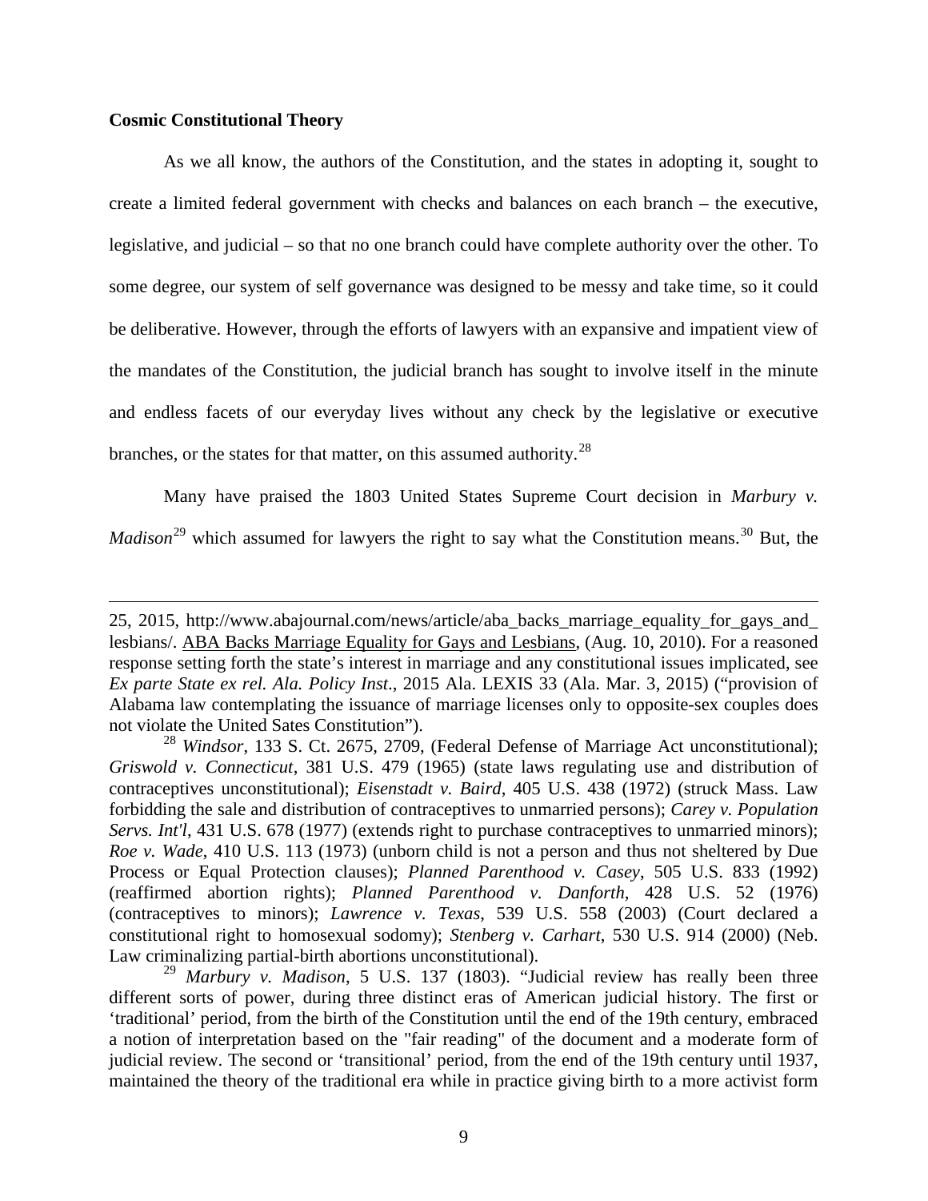**Cosmic Constitutional Theory**

As we all know, the authors of the Constitution, and the states in adopting it, sought to create a limited federal government with checks and balances on each branch – the executive, legislative, and judicial – so that no one branch could have complete authority over the other. To some degree, our system of self governance was designed to be messy and take time, so it could be deliberative. However, through the efforts of lawyers with an expansive and impatient view of the mandates of the Constitution, the judicial branch has sought to involve itself in the minute and endless facets of our everyday lives without any check by the legislative or executive branches, or the states for that matter, on this assumed authority.[28]

Many have praised the 1803 United States Supreme Court decision in *Marbury v. Madison*[29] which assumed for lawyers the right to say what the Constitution means.[30] But, the

---

25, 2015, http://www.abajournal.com/news/article/aba_backs_marriage_equality_for_gays_and_lesbians/. ABA Backs Marriage Equality for Gays and Lesbians, (Aug. 10, 2010). For a reasoned response setting forth the state's interest in marriage and any constitutional issues implicated, see *Ex parte State ex rel. Ala. Policy Inst*., 2015 Ala. LEXIS 33 (Ala. Mar. 3, 2015) ("provision of Alabama law contemplating the issuance of marriage licenses only to opposite-sex couples does not violate the United Sates Constitution").

[28] *Windsor*, 133 S. Ct. 2675, 2709, (Federal Defense of Marriage Act unconstitutional); *Griswold v. Connecticut*, 381 U.S. 479 (1965) (state laws regulating use and distribution of contraceptives unconstitutional); *Eisenstadt v. Baird*, 405 U.S. 438 (1972) (struck Mass. Law forbidding the sale and distribution of contraceptives to unmarried persons); *Carey v. Population Servs. Int'l*, 431 U.S. 678 (1977) (extends right to purchase contraceptives to unmarried minors); *Roe v. Wade*, 410 U.S. 113 (1973) (unborn child is not a person and thus not sheltered by Due Process or Equal Protection clauses); *Planned Parenthood v. Casey*, 505 U.S. 833 (1992) (reaffirmed abortion rights); *Planned Parenthood v. Danforth*, 428 U.S. 52 (1976) (contraceptives to minors); *Lawrence v. Texas*, 539 U.S. 558 (2003) (Court declared a constitutional right to homosexual sodomy); *Stenberg v. Carhart*, 530 U.S. 914 (2000) (Neb. Law criminalizing partial-birth abortions unconstitutional).

[29] *Marbury v. Madison*, 5 U.S. 137 (1803). "Judicial review has really been three different sorts of power, during three distinct eras of American judicial history. The first or 'traditional' period, from the birth of the Constitution until the end of the 19th century, embraced a notion of interpretation based on the "fair reading" of the document and a moderate form of judicial review. The second or 'transitional' period, from the end of the 19th century until 1937, maintained the theory of the traditional era while in practice giving birth to a more activist form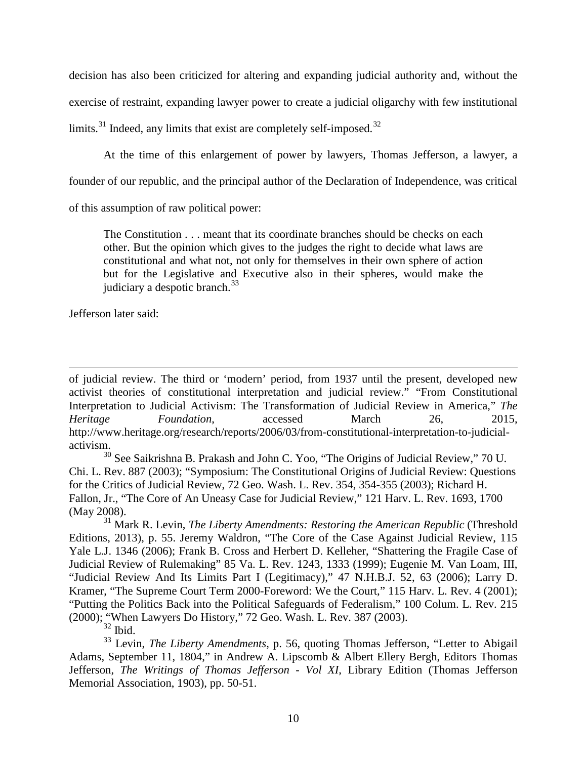decision has also been criticized for altering and expanding judicial authority and, without the exercise of restraint, expanding lawyer power to create a judicial oligarchy with few institutional limits.[31] Indeed, any limits that exist are completely self-imposed.[32]

At the time of this enlargement of power by lawyers, Thomas Jefferson, a lawyer, a founder of our republic, and the principal author of the Declaration of Independence, was critical of this assumption of raw political power:

> The Constitution . . . meant that its coordinate branches should be checks on each other. But the opinion which gives to the judges the right to decide what laws are constitutional and what not, not only for themselves in their own sphere of action but for the Legislative and Executive also in their spheres, would make the judiciary a despotic branch.[33]

Jefferson later said:

---

of judicial review. The third or 'modern' period, from 1937 until the present, developed new activist theories of constitutional interpretation and judicial review." "From Constitutional Interpretation to Judicial Activism: The Transformation of Judicial Review in America," *The Heritage Foundation*, accessed March 26, 2015, http://www.heritage.org/research/reports/2006/03/from-constitutional-interpretation-to-judicial-activism.

[30] See Saikrishna B. Prakash and John C. Yoo, "The Origins of Judicial Review," 70 U. Chi. L. Rev. 887 (2003); "Symposium: The Constitutional Origins of Judicial Review: Questions for the Critics of Judicial Review, 72 Geo. Wash. L. Rev. 354, 354-355 (2003); Richard H. Fallon, Jr., "The Core of An Uneasy Case for Judicial Review," 121 Harv. L. Rev. 1693, 1700 (May 2008).

[31] Mark R. Levin, *The Liberty Amendments: Restoring the American Republic* (Threshold Editions, 2013), p. 55. Jeremy Waldron, "The Core of the Case Against Judicial Review, 115 Yale L.J. 1346 (2006); Frank B. Cross and Herbert D. Kelleher, "Shattering the Fragile Case of Judicial Review of Rulemaking" 85 Va. L. Rev. 1243, 1333 (1999); Eugenie M. Van Loam, III, "Judicial Review And Its Limits Part I (Legitimacy)," 47 N.H.B.J. 52, 63 (2006); Larry D. Kramer, "The Supreme Court Term 2000-Foreword: We the Court," 115 Harv. L. Rev. 4 (2001); "Putting the Politics Back into the Political Safeguards of Federalism," 100 Colum. L. Rev. 215 (2000); "When Lawyers Do History," 72 Geo. Wash. L. Rev. 387 (2003).

[32] Ibid.

[33] Levin, *The Liberty Amendments*, p. 56, quoting Thomas Jefferson, "Letter to Abigail Adams, September 11, 1804," in Andrew A. Lipscomb & Albert Ellery Bergh, Editors Thomas Jefferson, *The Writings of Thomas Jefferson - Vol XI*, Library Edition (Thomas Jefferson Memorial Association, 1903), pp. 50-51.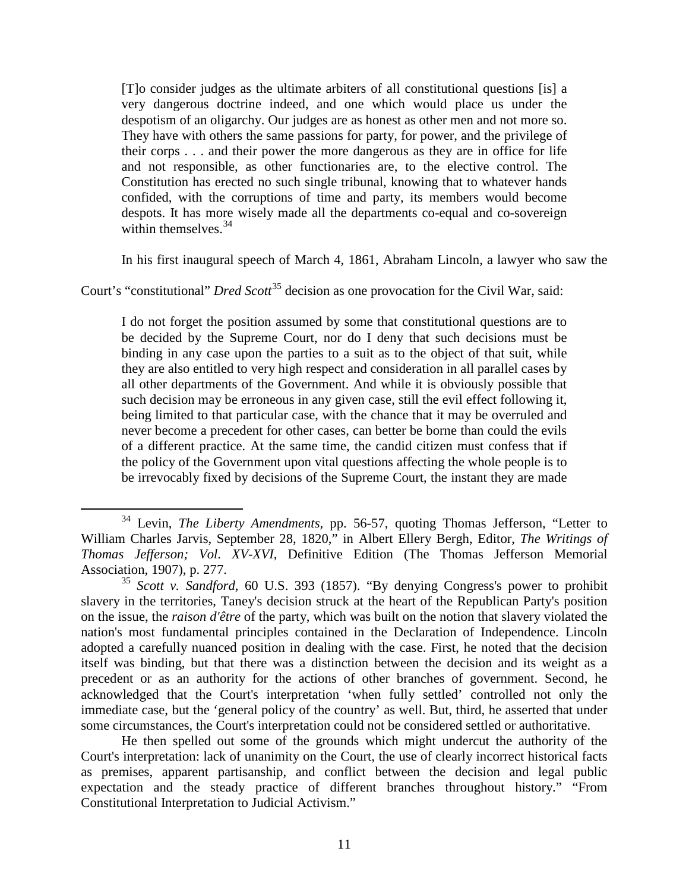> [T]o consider judges as the ultimate arbiters of all constitutional questions [is] a very dangerous doctrine indeed, and one which would place us under the despotism of an oligarchy. Our judges are as honest as other men and not more so. They have with others the same passions for party, for power, and the privilege of their corps . . . and their power the more dangerous as they are in office for life and not responsible, as other functionaries are, to the elective control. The Constitution has erected no such single tribunal, knowing that to whatever hands confided, with the corruptions of time and party, its members would become despots. It has more wisely made all the departments co-equal and co-sovereign within themselves.[34]

In his first inaugural speech of March 4, 1861, Abraham Lincoln, a lawyer who saw the Court's "constitutional" *Dred Scott*[35] decision as one provocation for the Civil War, said:

> I do not forget the position assumed by some that constitutional questions are to be decided by the Supreme Court, nor do I deny that such decisions must be binding in any case upon the parties to a suit as to the object of that suit, while they are also entitled to very high respect and consideration in all parallel cases by all other departments of the Government. And while it is obviously possible that such decision may be erroneous in any given case, still the evil effect following it, being limited to that particular case, with the chance that it may be overruled and never become a precedent for other cases, can better be borne than could the evils of a different practice. At the same time, the candid citizen must confess that if the policy of the Government upon vital questions affecting the whole people is to be irrevocably fixed by decisions of the Supreme Court, the instant they are made

---

[34] Levin, *The Liberty Amendments*, pp. 56-57, quoting Thomas Jefferson, "Letter to William Charles Jarvis, September 28, 1820," in Albert Ellery Bergh, Editor, *The Writings of Thomas Jefferson; Vol. XV-XVI*, Definitive Edition (The Thomas Jefferson Memorial Association, 1907), p. 277.

[35] *Scott v. Sandford*, 60 U.S. 393 (1857). "By denying Congress's power to prohibit slavery in the territories, Taney's decision struck at the heart of the Republican Party's position on the issue, the *raison d'être* of the party, which was built on the notion that slavery violated the nation's most fundamental principles contained in the Declaration of Independence. Lincoln adopted a carefully nuanced position in dealing with the case. First, he noted that the decision itself was binding, but that there was a distinction between the decision and its weight as a precedent or as an authority for the actions of other branches of government. Second, he acknowledged that the Court's interpretation 'when fully settled' controlled not only the immediate case, but the 'general policy of the country' as well. But, third, he asserted that under some circumstances, the Court's interpretation could not be considered settled or authoritative.

He then spelled out some of the grounds which might undercut the authority of the Court's interpretation: lack of unanimity on the Court, the use of clearly incorrect historical facts as premises, apparent partisanship, and conflict between the decision and legal public expectation and the steady practice of different branches throughout history." "From Constitutional Interpretation to Judicial Activism."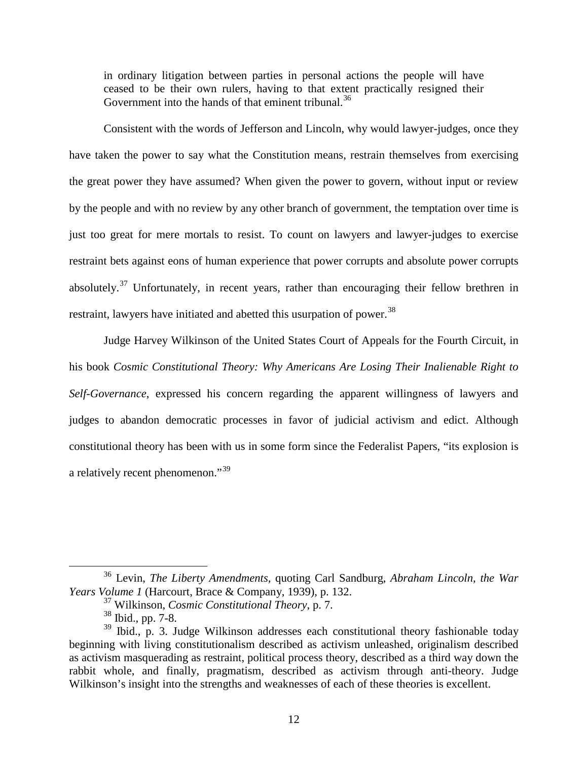> in ordinary litigation between parties in personal actions the people will have ceased to be their own rulers, having to that extent practically resigned their Government into the hands of that eminent tribunal.[36]

Consistent with the words of Jefferson and Lincoln, why would lawyer-judges, once they have taken the power to say what the Constitution means, restrain themselves from exercising the great power they have assumed? When given the power to govern, without input or review by the people and with no review by any other branch of government, the temptation over time is just too great for mere mortals to resist. To count on lawyers and lawyer-judges to exercise restraint bets against eons of human experience that power corrupts and absolute power corrupts absolutely.[37] Unfortunately, in recent years, rather than encouraging their fellow brethren in restraint, lawyers have initiated and abetted this usurpation of power.[38]

Judge Harvey Wilkinson of the United States Court of Appeals for the Fourth Circuit, in his book *Cosmic Constitutional Theory: Why Americans Are Losing Their Inalienable Right to Self-Governance*, expressed his concern regarding the apparent willingness of lawyers and judges to abandon democratic processes in favor of judicial activism and edict. Although constitutional theory has been with us in some form since the Federalist Papers, "its explosion is a relatively recent phenomenon."[39]

---

[36] Levin, *The Liberty Amendments*, quoting Carl Sandburg, *Abraham Lincoln, the War Years Volume 1* (Harcourt, Brace & Company, 1939), p. 132.

[37] Wilkinson, *Cosmic Constitutional Theory*, p. 7.

[38] Ibid., pp. 7-8.

[39] Ibid., p. 3. Judge Wilkinson addresses each constitutional theory fashionable today beginning with living constitutionalism described as activism unleashed, originalism described as activism masquerading as restraint, political process theory, described as a third way down the rabbit whole, and finally, pragmatism, described as activism through anti-theory. Judge Wilkinson's insight into the strengths and weaknesses of each of these theories is excellent.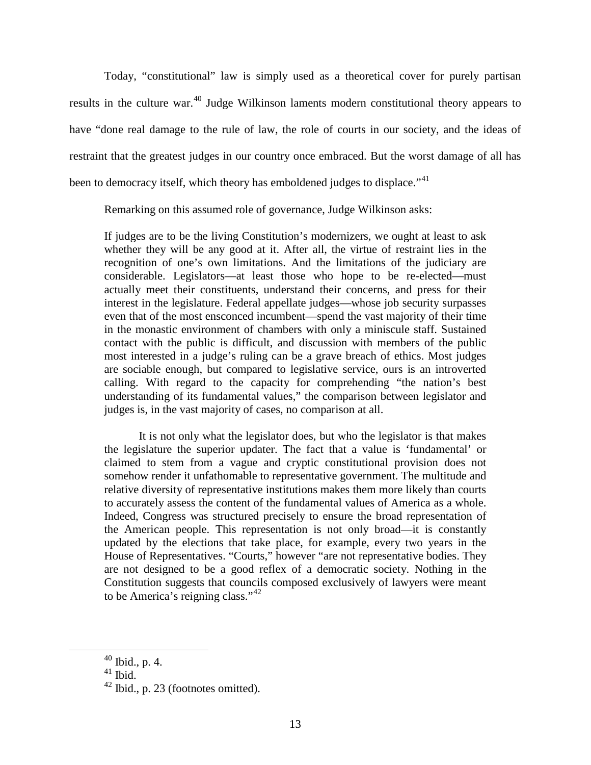Today, "constitutional" law is simply used as a theoretical cover for purely partisan results in the culture war.[40] Judge Wilkinson laments modern constitutional theory appears to have "done real damage to the rule of law, the role of courts in our society, and the ideas of restraint that the greatest judges in our country once embraced. But the worst damage of all has been to democracy itself, which theory has emboldened judges to displace."[41]

Remarking on this assumed role of governance, Judge Wilkinson asks:

> If judges are to be the living Constitution's modernizers, we ought at least to ask whether they will be any good at it. After all, the virtue of restraint lies in the recognition of one's own limitations. And the limitations of the judiciary are considerable. Legislators—at least those who hope to be re-elected—must actually meet their constituents, understand their concerns, and press for their interest in the legislature. Federal appellate judges—whose job security surpasses even that of the most ensconced incumbent—spend the vast majority of their time in the monastic environment of chambers with only a miniscule staff. Sustained contact with the public is difficult, and discussion with members of the public most interested in a judge's ruling can be a grave breach of ethics. Most judges are sociable enough, but compared to legislative service, ours is an introverted calling. With regard to the capacity for comprehending "the nation's best understanding of its fundamental values," the comparison between legislator and judges is, in the vast majority of cases, no comparison at all.
>
> It is not only what the legislator does, but who the legislator is that makes the legislature the superior updater. The fact that a value is 'fundamental' or claimed to stem from a vague and cryptic constitutional provision does not somehow render it unfathomable to representative government. The multitude and relative diversity of representative institutions makes them more likely than courts to accurately assess the content of the fundamental values of America as a whole. Indeed, Congress was structured precisely to ensure the broad representation of the American people. This representation is not only broad—it is constantly updated by the elections that take place, for example, every two years in the House of Representatives. "Courts," however "are not representative bodies. They are not designed to be a good reflex of a democratic society. Nothing in the Constitution suggests that councils composed exclusively of lawyers were meant to be America's reigning class."[42]

---

[40] Ibid., p. 4.

[41] Ibid.

[42] Ibid., p. 23 (footnotes omitted).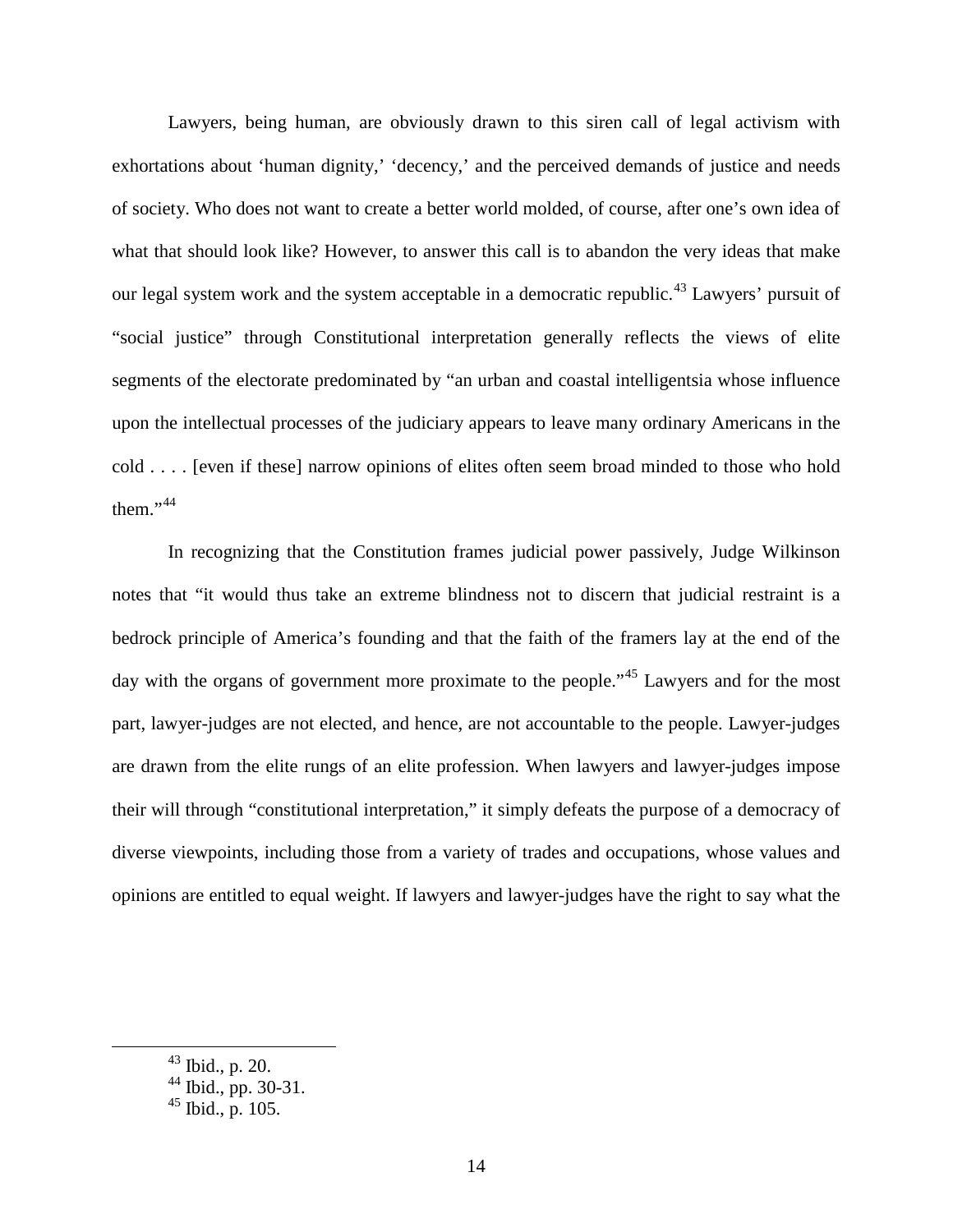Lawyers, being human, are obviously drawn to this siren call of legal activism with exhortations about 'human dignity,' 'decency,' and the perceived demands of justice and needs of society. Who does not want to create a better world molded, of course, after one's own idea of what that should look like? However, to answer this call is to abandon the very ideas that make our legal system work and the system acceptable in a democratic republic.[43] Lawyers' pursuit of "social justice" through Constitutional interpretation generally reflects the views of elite segments of the electorate predominated by "an urban and coastal intelligentsia whose influence upon the intellectual processes of the judiciary appears to leave many ordinary Americans in the cold . . . . [even if these] narrow opinions of elites often seem broad minded to those who hold them."[44]

In recognizing that the Constitution frames judicial power passively, Judge Wilkinson notes that "it would thus take an extreme blindness not to discern that judicial restraint is a bedrock principle of America's founding and that the faith of the framers lay at the end of the day with the organs of government more proximate to the people."[45] Lawyers and for the most part, lawyer-judges are not elected, and hence, are not accountable to the people. Lawyer-judges are drawn from the elite rungs of an elite profession. When lawyers and lawyer-judges impose their will through "constitutional interpretation," it simply defeats the purpose of a democracy of diverse viewpoints, including those from a variety of trades and occupations, whose values and opinions are entitled to equal weight. If lawyers and lawyer-judges have the right to say what the

---

[43] Ibid., p. 20.
[44] Ibid., pp. 30-31.
[45] Ibid., p. 105.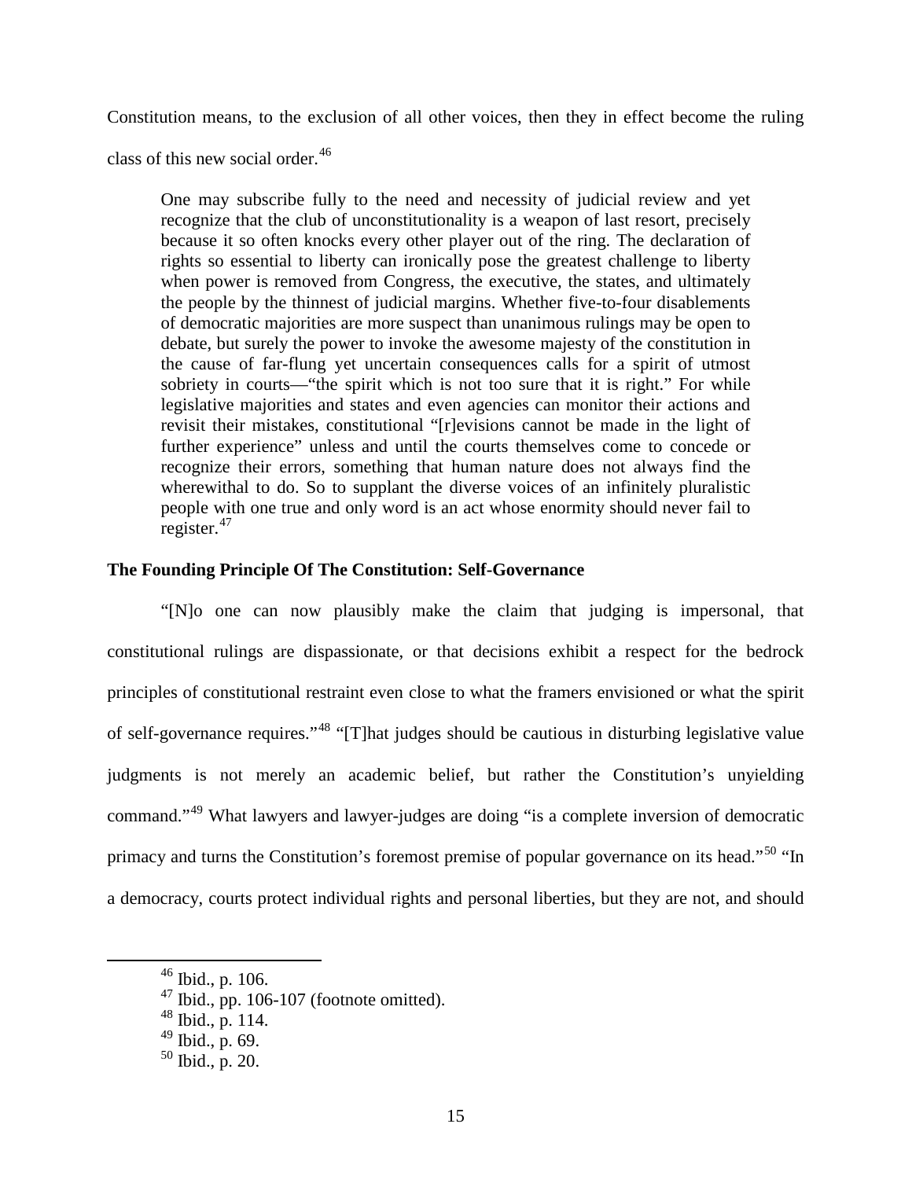Constitution means, to the exclusion of all other voices, then they in effect become the ruling class of this new social order.[46]

> One may subscribe fully to the need and necessity of judicial review and yet recognize that the club of unconstitutionality is a weapon of last resort, precisely because it so often knocks every other player out of the ring. The declaration of rights so essential to liberty can ironically pose the greatest challenge to liberty when power is removed from Congress, the executive, the states, and ultimately the people by the thinnest of judicial margins. Whether five-to-four disablements of democratic majorities are more suspect than unanimous rulings may be open to debate, but surely the power to invoke the awesome majesty of the constitution in the cause of far-flung yet uncertain consequences calls for a spirit of utmost sobriety in courts—"the spirit which is not too sure that it is right." For while legislative majorities and states and even agencies can monitor their actions and revisit their mistakes, constitutional "[r]evisions cannot be made in the light of further experience" unless and until the courts themselves come to concede or recognize their errors, something that human nature does not always find the wherewithal to do. So to supplant the diverse voices of an infinitely pluralistic people with one true and only word is an act whose enormity should never fail to register.[47]

**The Founding Principle Of The Constitution: Self-Governance**

"[N]o one can now plausibly make the claim that judging is impersonal, that constitutional rulings are dispassionate, or that decisions exhibit a respect for the bedrock principles of constitutional restraint even close to what the framers envisioned or what the spirit of self-governance requires."[48] "[T]hat judges should be cautious in disturbing legislative value judgments is not merely an academic belief, but rather the Constitution's unyielding command."[49] What lawyers and lawyer-judges are doing "is a complete inversion of democratic primacy and turns the Constitution's foremost premise of popular governance on its head."[50] "In a democracy, courts protect individual rights and personal liberties, but they are not, and should

[46] Ibid., p. 106.

[47] Ibid., pp. 106-107 (footnote omitted).

[48] Ibid., p. 114.

[49] Ibid., p. 69.

[50] Ibid., p. 20.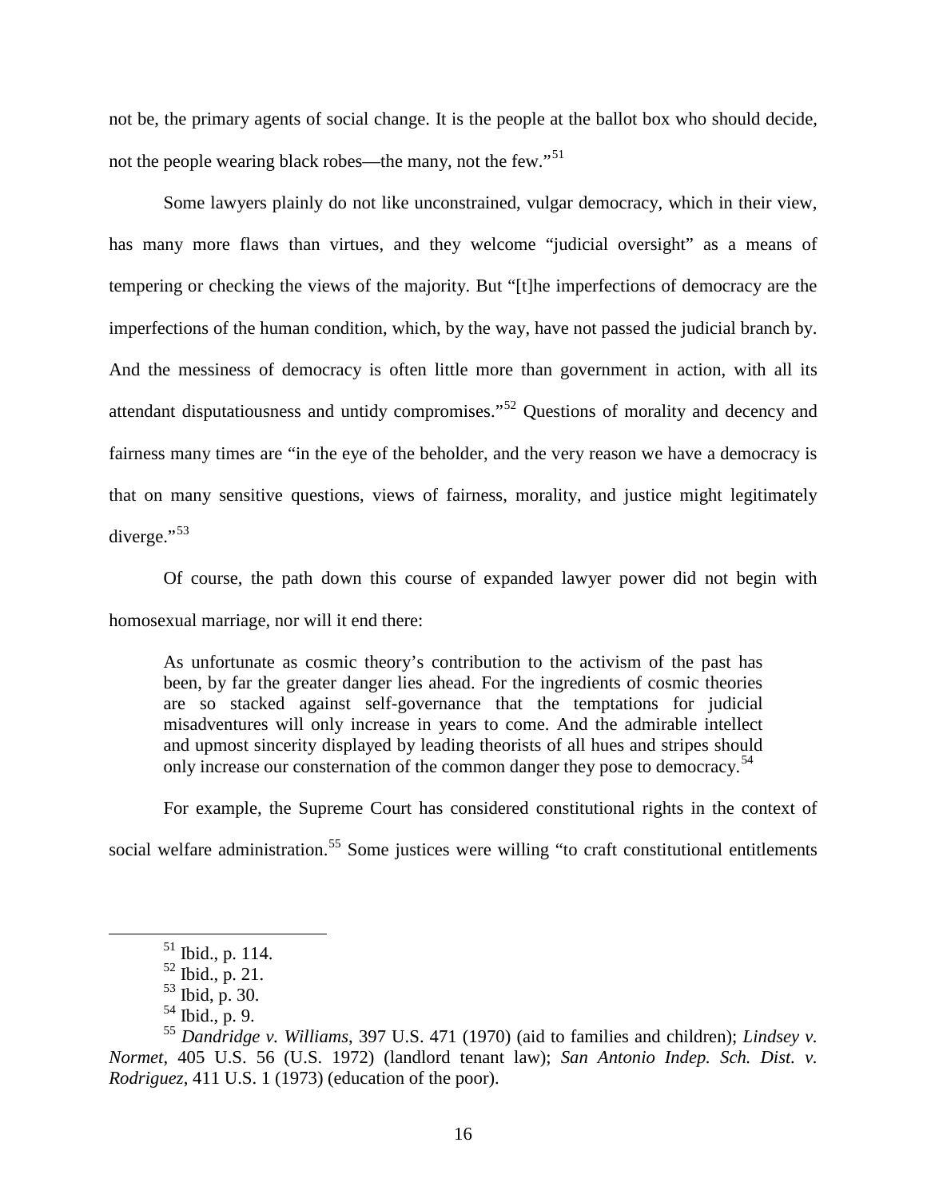not be, the primary agents of social change. It is the people at the ballot box who should decide, not the people wearing black robes—the many, not the few."[51]

Some lawyers plainly do not like unconstrained, vulgar democracy, which in their view, has many more flaws than virtues, and they welcome "judicial oversight" as a means of tempering or checking the views of the majority. But "[t]he imperfections of democracy are the imperfections of the human condition, which, by the way, have not passed the judicial branch by. And the messiness of democracy is often little more than government in action, with all its attendant disputatiousness and untidy compromises."[52] Questions of morality and decency and fairness many times are "in the eye of the beholder, and the very reason we have a democracy is that on many sensitive questions, views of fairness, morality, and justice might legitimately diverge."[53]

Of course, the path down this course of expanded lawyer power did not begin with homosexual marriage, nor will it end there:

> As unfortunate as cosmic theory's contribution to the activism of the past has been, by far the greater danger lies ahead. For the ingredients of cosmic theories are so stacked against self-governance that the temptations for judicial misadventures will only increase in years to come. And the admirable intellect and upmost sincerity displayed by leading theorists of all hues and stripes should only increase our consternation of the common danger they pose to democracy.[54]

For example, the Supreme Court has considered constitutional rights in the context of social welfare administration.[55] Some justices were willing "to craft constitutional entitlements

---

[51] Ibid., p. 114.

[52] Ibid., p. 21.

[53] Ibid, p. 30.

[54] Ibid., p. 9.

[55] *Dandridge v. Williams*, 397 U.S. 471 (1970) (aid to families and children); *Lindsey v. Normet*, 405 U.S. 56 (U.S. 1972) (landlord tenant law); *San Antonio Indep. Sch. Dist. v. Rodriguez*, 411 U.S. 1 (1973) (education of the poor).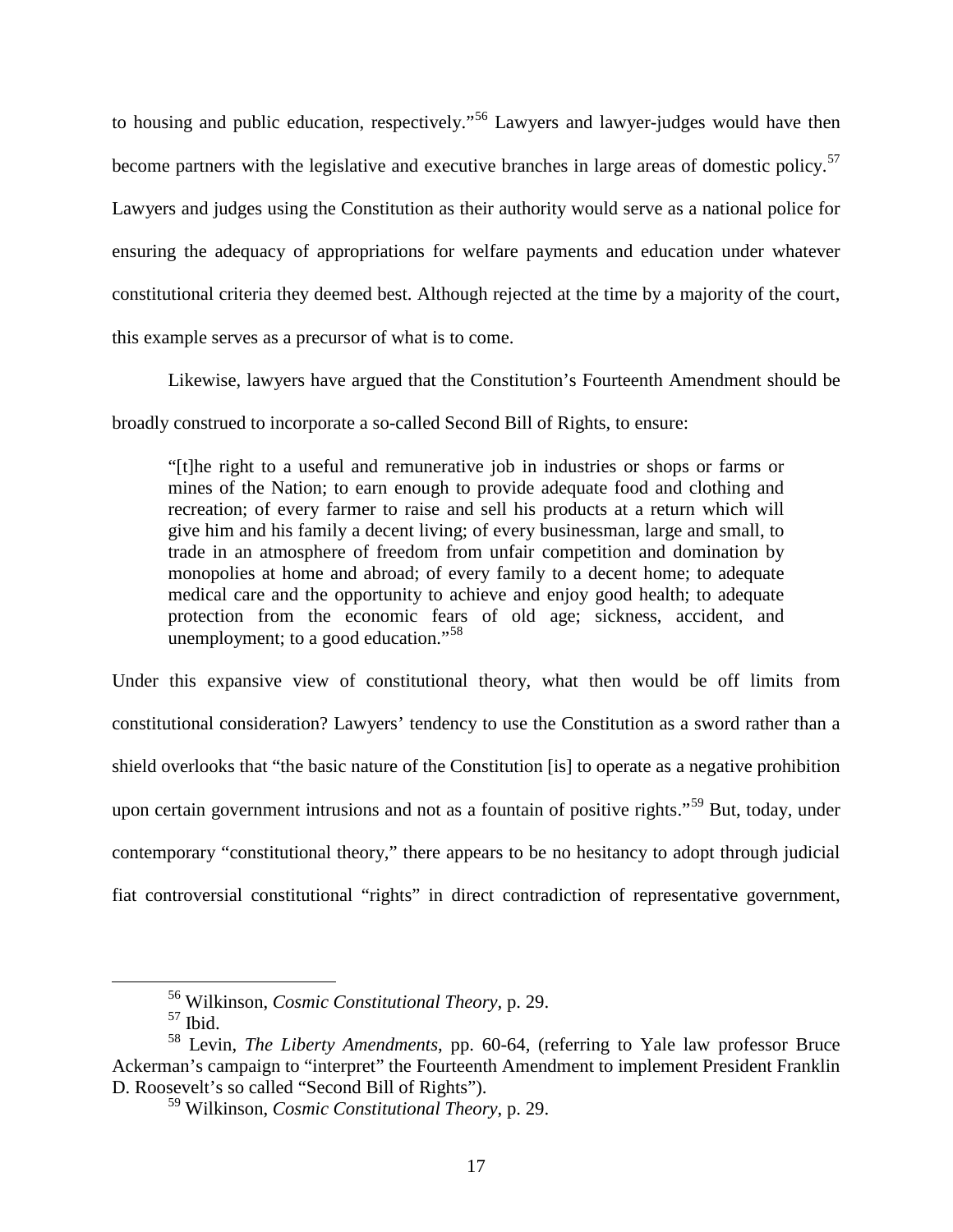to housing and public education, respectively."[56] Lawyers and lawyer-judges would have then become partners with the legislative and executive branches in large areas of domestic policy.[57] Lawyers and judges using the Constitution as their authority would serve as a national police for ensuring the adequacy of appropriations for welfare payments and education under whatever constitutional criteria they deemed best. Although rejected at the time by a majority of the court, this example serves as a precursor of what is to come.

Likewise, lawyers have argued that the Constitution's Fourteenth Amendment should be broadly construed to incorporate a so-called Second Bill of Rights, to ensure:

> "[t]he right to a useful and remunerative job in industries or shops or farms or mines of the Nation; to earn enough to provide adequate food and clothing and recreation; of every farmer to raise and sell his products at a return which will give him and his family a decent living; of every businessman, large and small, to trade in an atmosphere of freedom from unfair competition and domination by monopolies at home and abroad; of every family to a decent home; to adequate medical care and the opportunity to achieve and enjoy good health; to adequate protection from the economic fears of old age; sickness, accident, and unemployment; to a good education."[58]

Under this expansive view of constitutional theory, what then would be off limits from constitutional consideration? Lawyers' tendency to use the Constitution as a sword rather than a shield overlooks that "the basic nature of the Constitution [is] to operate as a negative prohibition upon certain government intrusions and not as a fountain of positive rights."[59] But, today, under contemporary "constitutional theory," there appears to be no hesitancy to adopt through judicial fiat controversial constitutional "rights" in direct contradiction of representative government,

---

[56] Wilkinson, *Cosmic Constitutional Theory*, p. 29.

[57] Ibid.

[58] Levin, *The Liberty Amendments*, pp. 60-64, (referring to Yale law professor Bruce Ackerman's campaign to "interpret" the Fourteenth Amendment to implement President Franklin D. Roosevelt's so called "Second Bill of Rights").

[59] Wilkinson, *Cosmic Constitutional Theory*, p. 29.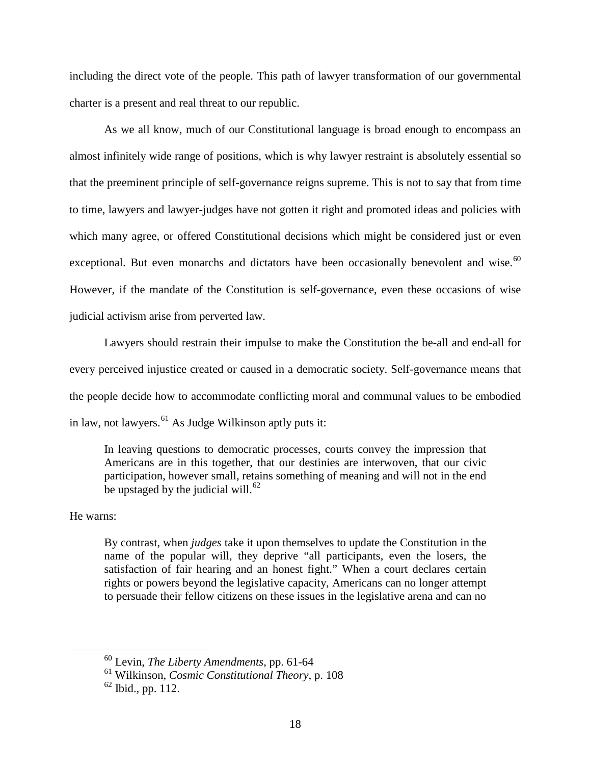including the direct vote of the people. This path of lawyer transformation of our governmental charter is a present and real threat to our republic.

As we all know, much of our Constitutional language is broad enough to encompass an almost infinitely wide range of positions, which is why lawyer restraint is absolutely essential so that the preeminent principle of self-governance reigns supreme. This is not to say that from time to time, lawyers and lawyer-judges have not gotten it right and promoted ideas and policies with which many agree, or offered Constitutional decisions which might be considered just or even exceptional. But even monarchs and dictators have been occasionally benevolent and wise.[60] However, if the mandate of the Constitution is self-governance, even these occasions of wise judicial activism arise from perverted law.

Lawyers should restrain their impulse to make the Constitution the be-all and end-all for every perceived injustice created or caused in a democratic society. Self-governance means that the people decide how to accommodate conflicting moral and communal values to be embodied in law, not lawyers.[61] As Judge Wilkinson aptly puts it:

> In leaving questions to democratic processes, courts convey the impression that Americans are in this together, that our destinies are interwoven, that our civic participation, however small, retains something of meaning and will not in the end be upstaged by the judicial will.[62]

He warns:

> By contrast, when *judges* take it upon themselves to update the Constitution in the name of the popular will, they deprive "all participants, even the losers, the satisfaction of fair hearing and an honest fight." When a court declares certain rights or powers beyond the legislative capacity, Americans can no longer attempt to persuade their fellow citizens on these issues in the legislative arena and can no

---

[60] Levin, *The Liberty Amendments*, pp. 61-64

[61] Wilkinson, *Cosmic Constitutional Theory*, p. 108

[62] Ibid., pp. 112.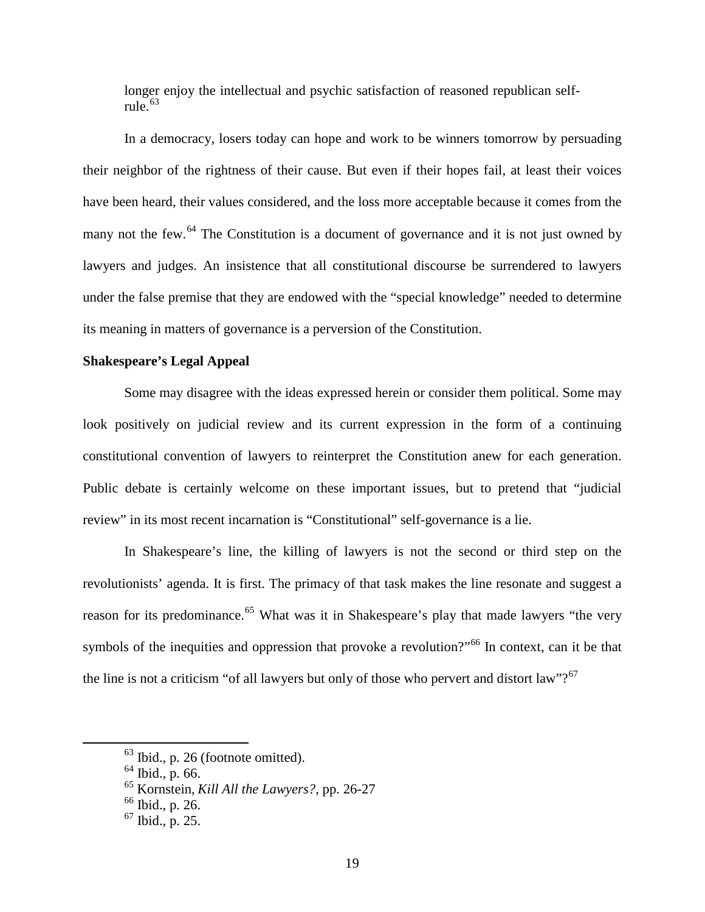> longer enjoy the intellectual and psychic satisfaction of reasoned republican self-rule.[63]

In a democracy, losers today can hope and work to be winners tomorrow by persuading their neighbor of the rightness of their cause. But even if their hopes fail, at least their voices have been heard, their values considered, and the loss more acceptable because it comes from the many not the few.[64] The Constitution is a document of governance and it is not just owned by lawyers and judges. An insistence that all constitutional discourse be surrendered to lawyers under the false premise that they are endowed with the "special knowledge" needed to determine its meaning in matters of governance is a perversion of the Constitution.

**Shakespeare's Legal Appeal**

Some may disagree with the ideas expressed herein or consider them political. Some may look positively on judicial review and its current expression in the form of a continuing constitutional convention of lawyers to reinterpret the Constitution anew for each generation. Public debate is certainly welcome on these important issues, but to pretend that "judicial review" in its most recent incarnation is "Constitutional" self-governance is a lie.

In Shakespeare's line, the killing of lawyers is not the second or third step on the revolutionists' agenda. It is first. The primacy of that task makes the line resonate and suggest a reason for its predominance.[65] What was it in Shakespeare's play that made lawyers "the very symbols of the inequities and oppression that provoke a revolution?"[66] In context, can it be that the line is not a criticism "of all lawyers but only of those who pervert and distort law"?[67]

---

[63] Ibid., p. 26 (footnote omitted).
[64] Ibid., p. 66.
[65] Kornstein, *Kill All the Lawyers?*, pp. 26-27
[66] Ibid., p. 26.
[67] Ibid., p. 25.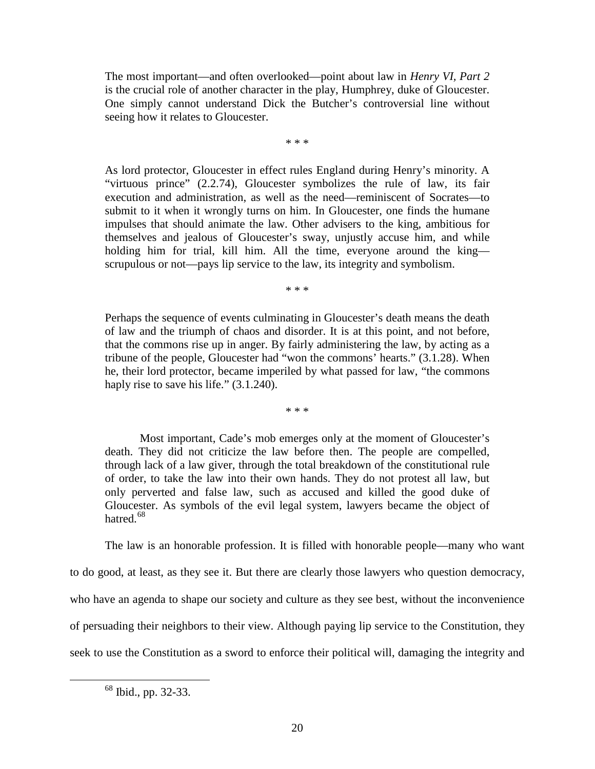> The most important—and often overlooked—point about law in *Henry VI, Part 2* is the crucial role of another character in the play, Humphrey, duke of Gloucester. One simply cannot understand Dick the Butcher's controversial line without seeing how it relates to Gloucester.
>
> \* \* \*
>
> As lord protector, Gloucester in effect rules England during Henry's minority. A "virtuous prince" (2.2.74), Gloucester symbolizes the rule of law, its fair execution and administration, as well as the need—reminiscent of Socrates—to submit to it when it wrongly turns on him. In Gloucester, one finds the humane impulses that should animate the law. Other advisers to the king, ambitious for themselves and jealous of Gloucester's sway, unjustly accuse him, and while holding him for trial, kill him. All the time, everyone around the king—scrupulous or not—pays lip service to the law, its integrity and symbolism.
>
> \* \* \*
>
> Perhaps the sequence of events culminating in Gloucester's death means the death of law and the triumph of chaos and disorder. It is at this point, and not before, that the commons rise up in anger. By fairly administering the law, by acting as a tribune of the people, Gloucester had "won the commons' hearts." (3.1.28). When he, their lord protector, became imperiled by what passed for law, "the commons haply rise to save his life." (3.1.240).
>
> \* \* \*
>
> Most important, Cade's mob emerges only at the moment of Gloucester's death. They did not criticize the law before then. The people are compelled, through lack of a law giver, through the total breakdown of the constitutional rule of order, to take the law into their own hands. They do not protest all law, but only perverted and false law, such as accused and killed the good duke of Gloucester. As symbols of the evil legal system, lawyers became the object of hatred.[68]

The law is an honorable profession. It is filled with honorable people—many who want to do good, at least, as they see it. But there are clearly those lawyers who question democracy, who have an agenda to shape our society and culture as they see best, without the inconvenience of persuading their neighbors to their view. Although paying lip service to the Constitution, they seek to use the Constitution as a sword to enforce their political will, damaging the integrity and

---

[68] Ibid., pp. 32-33.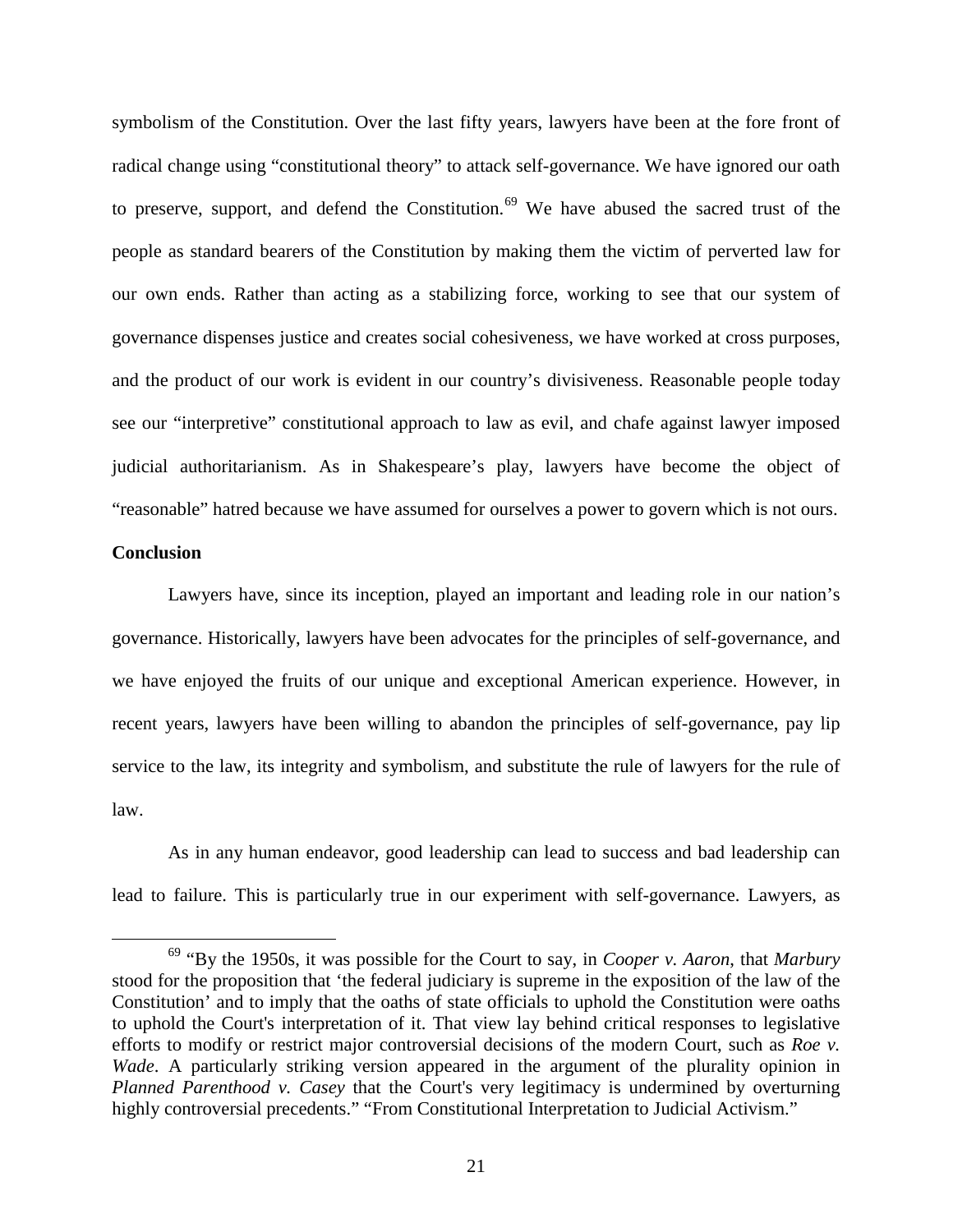symbolism of the Constitution. Over the last fifty years, lawyers have been at the fore front of radical change using "constitutional theory" to attack self-governance. We have ignored our oath to preserve, support, and defend the Constitution.[69] We have abused the sacred trust of the people as standard bearers of the Constitution by making them the victim of perverted law for our own ends. Rather than acting as a stabilizing force, working to see that our system of governance dispenses justice and creates social cohesiveness, we have worked at cross purposes, and the product of our work is evident in our country's divisiveness. Reasonable people today see our "interpretive" constitutional approach to law as evil, and chafe against lawyer imposed judicial authoritarianism. As in Shakespeare's play, lawyers have become the object of "reasonable" hatred because we have assumed for ourselves a power to govern which is not ours.

**Conclusion**

Lawyers have, since its inception, played an important and leading role in our nation's governance. Historically, lawyers have been advocates for the principles of self-governance, and we have enjoyed the fruits of our unique and exceptional American experience. However, in recent years, lawyers have been willing to abandon the principles of self-governance, pay lip service to the law, its integrity and symbolism, and substitute the rule of lawyers for the rule of law.

As in any human endeavor, good leadership can lead to success and bad leadership can lead to failure. This is particularly true in our experiment with self-governance. Lawyers, as

---

[69] "By the 1950s, it was possible for the Court to say, in *Cooper v. Aaron*, that *Marbury* stood for the proposition that 'the federal judiciary is supreme in the exposition of the law of the Constitution' and to imply that the oaths of state officials to uphold the Constitution were oaths to uphold the Court's interpretation of it. That view lay behind critical responses to legislative efforts to modify or restrict major controversial decisions of the modern Court, such as *Roe v. Wade*. A particularly striking version appeared in the argument of the plurality opinion in *Planned Parenthood v. Casey* that the Court's very legitimacy is undermined by overturning highly controversial precedents." "From Constitutional Interpretation to Judicial Activism."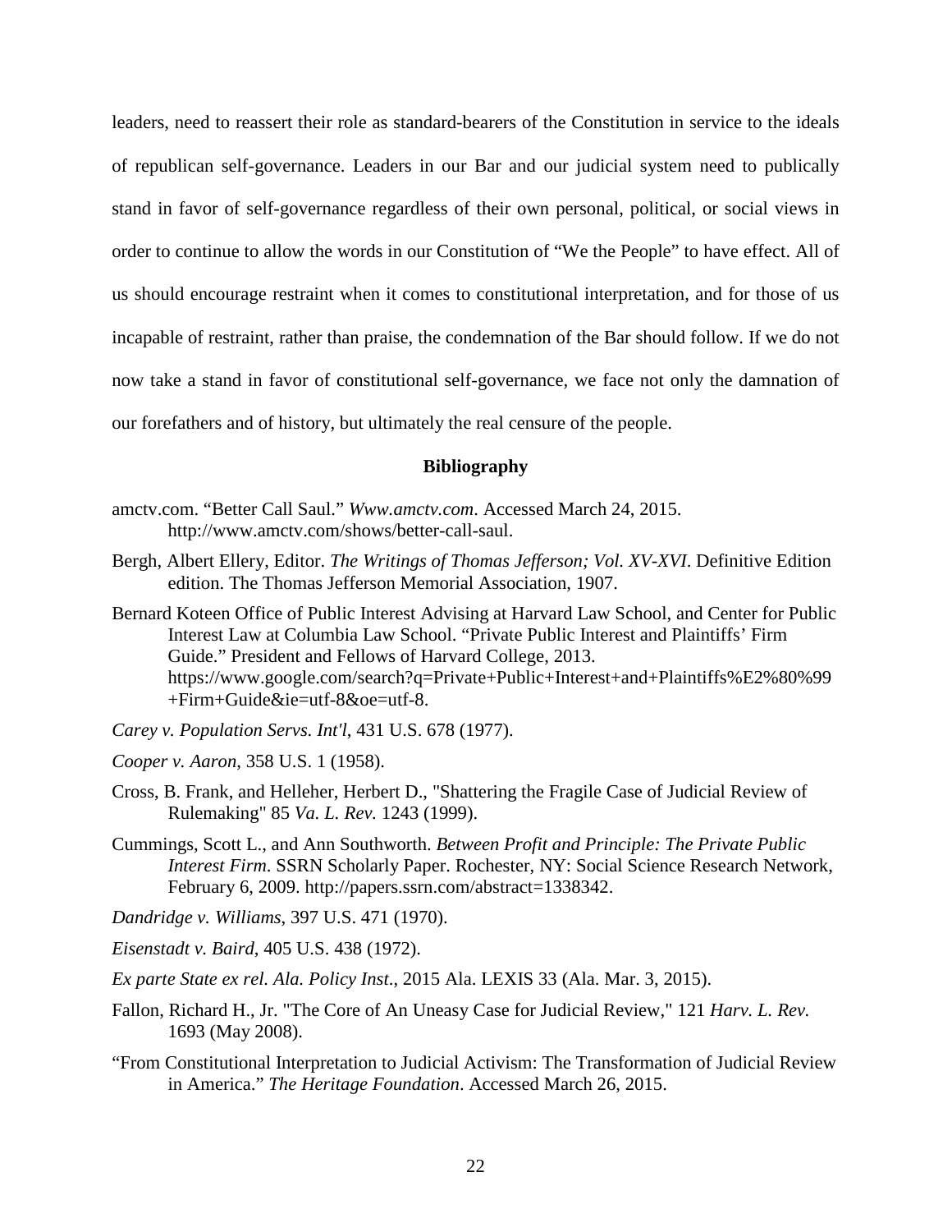leaders, need to reassert their role as standard-bearers of the Constitution in service to the ideals of republican self-governance. Leaders in our Bar and our judicial system need to publically stand in favor of self-governance regardless of their own personal, political, or social views in order to continue to allow the words in our Constitution of "We the People" to have effect. All of us should encourage restraint when it comes to constitutional interpretation, and for those of us incapable of restraint, rather than praise, the condemnation of the Bar should follow. If we do not now take a stand in favor of constitutional self-governance, we face not only the damnation of our forefathers and of history, but ultimately the real censure of the people.

## Bibliography

amctv.com. "Better Call Saul." *Www.amctv.com*. Accessed March 24, 2015. http://www.amctv.com/shows/better-call-saul.

Bergh, Albert Ellery, Editor. *The Writings of Thomas Jefferson; Vol. XV-XVI*. Definitive Edition edition. The Thomas Jefferson Memorial Association, 1907.

Bernard Koteen Office of Public Interest Advising at Harvard Law School, and Center for Public Interest Law at Columbia Law School. "Private Public Interest and Plaintiffs' Firm Guide." President and Fellows of Harvard College, 2013. https://www.google.com/search?q=Private+Public+Interest+and+Plaintiffs%E2%80%99+Firm+Guide&ie=utf-8&oe=utf-8.

*Carey v. Population Servs. Int'l*, 431 U.S. 678 (1977).

*Cooper v. Aaron*, 358 U.S. 1 (1958).

Cross, B. Frank, and Helleher, Herbert D., "Shattering the Fragile Case of Judicial Review of Rulemaking" 85 *Va. L. Rev.* 1243 (1999).

Cummings, Scott L., and Ann Southworth. *Between Profit and Principle: The Private Public Interest Firm*. SSRN Scholarly Paper. Rochester, NY: Social Science Research Network, February 6, 2009. http://papers.ssrn.com/abstract=1338342.

*Dandridge v. Williams*, 397 U.S. 471 (1970).

*Eisenstadt v. Baird*, 405 U.S. 438 (1972).

*Ex parte State ex rel. Ala. Policy Inst*., 2015 Ala. LEXIS 33 (Ala. Mar. 3, 2015).

Fallon, Richard H., Jr. "The Core of An Uneasy Case for Judicial Review," 121 *Harv. L. Rev.* 1693 (May 2008).

"From Constitutional Interpretation to Judicial Activism: The Transformation of Judicial Review in America." *The Heritage Foundation*. Accessed March 26, 2015.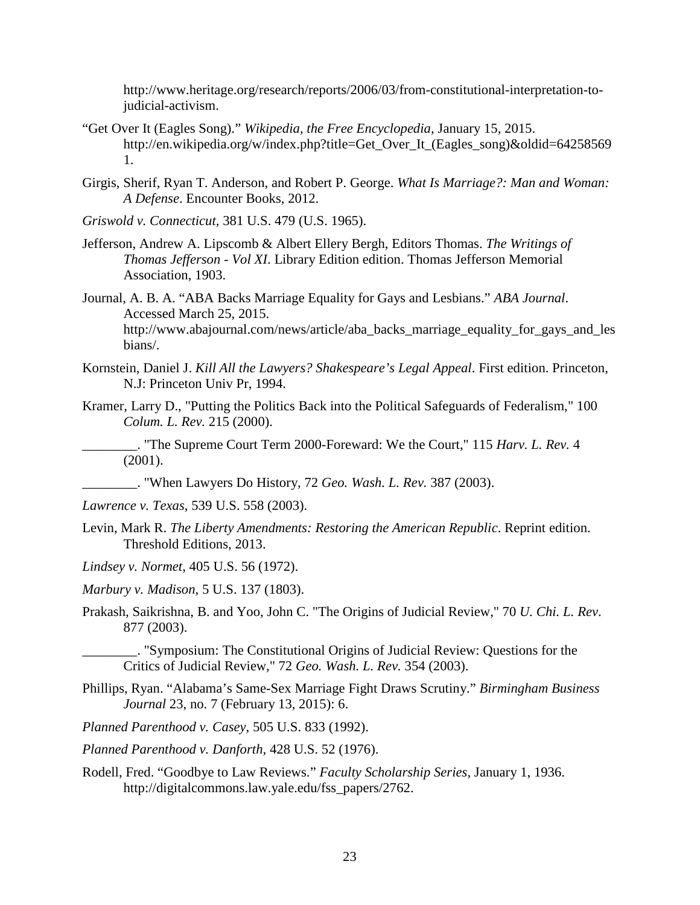http://www.heritage.org/research/reports/2006/03/from-constitutional-interpretation-to-judicial-activism.

"Get Over It (Eagles Song)." *Wikipedia, the Free Encyclopedia*, January 15, 2015. http://en.wikipedia.org/w/index.php?title=Get_Over_It_(Eagles_song)&oldid=642585691.

Girgis, Sherif, Ryan T. Anderson, and Robert P. George. *What Is Marriage?: Man and Woman: A Defense*. Encounter Books, 2012.

*Griswold v. Connecticut*, 381 U.S. 479 (U.S. 1965).

Jefferson, Andrew A. Lipscomb & Albert Ellery Bergh, Editors Thomas. *The Writings of Thomas Jefferson - Vol XI*. Library Edition edition. Thomas Jefferson Memorial Association, 1903.

Journal, A. B. A. "ABA Backs Marriage Equality for Gays and Lesbians." *ABA Journal*. Accessed March 25, 2015. http://www.abajournal.com/news/article/aba_backs_marriage_equality_for_gays_and_lesbians/.

Kornstein, Daniel J. *Kill All the Lawyers? Shakespeare's Legal Appeal*. First edition. Princeton, N.J: Princeton Univ Pr, 1994.

Kramer, Larry D., "Putting the Politics Back into the Political Safeguards of Federalism," 100 *Colum. L. Rev.* 215 (2000).

________. "The Supreme Court Term 2000-Foreward: We the Court," 115 *Harv. L. Rev.* 4 (2001).

________. "When Lawyers Do History, 72 *Geo. Wash. L. Rev.* 387 (2003).

*Lawrence v. Texas*, 539 U.S. 558 (2003).

Levin, Mark R. *The Liberty Amendments: Restoring the American Republic*. Reprint edition. Threshold Editions, 2013.

*Lindsey v. Normet*, 405 U.S. 56 (1972).

*Marbury v. Madison*, 5 U.S. 137 (1803).

Prakash, Saikrishna, B. and Yoo, John C. "The Origins of Judicial Review," 70 *U. Chi. L. Rev*. 877 (2003).

________. "Symposium: The Constitutional Origins of Judicial Review: Questions for the Critics of Judicial Review," 72 *Geo. Wash. L. Rev.* 354 (2003).

Phillips, Ryan. "Alabama's Same-Sex Marriage Fight Draws Scrutiny." *Birmingham Business Journal* 23, no. 7 (February 13, 2015): 6.

*Planned Parenthood v. Casey*, 505 U.S. 833 (1992).

*Planned Parenthood v. Danforth*, 428 U.S. 52 (1976).

Rodell, Fred. "Goodbye to Law Reviews." *Faculty Scholarship Series*, January 1, 1936. http://digitalcommons.law.yale.edu/fss_papers/2762.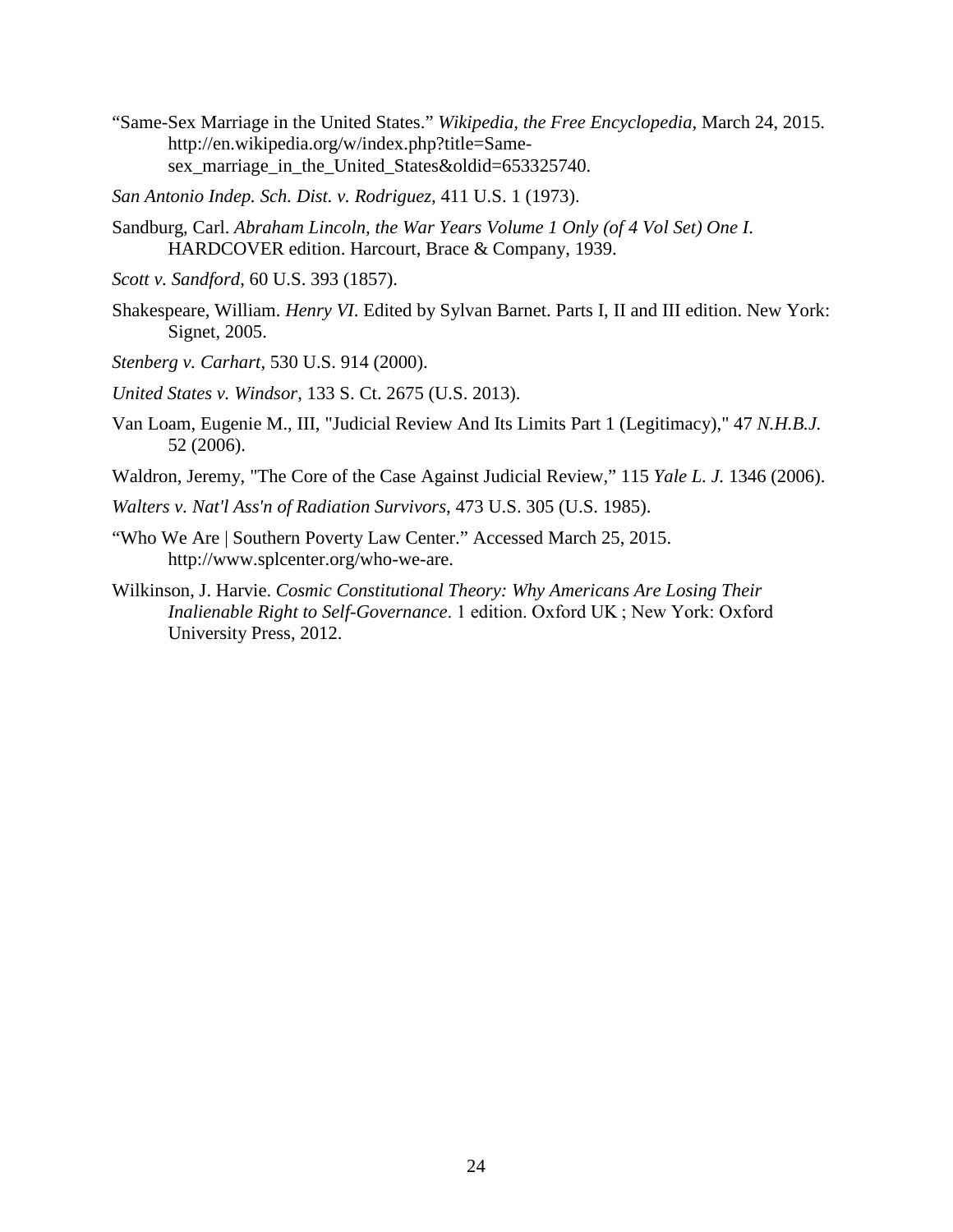“Same-Sex Marriage in the United States.” *Wikipedia, the Free Encyclopedia*, March 24, 2015. http://en.wikipedia.org/w/index.php?title=Same-sex_marriage_in_the_United_States&oldid=653325740.

*San Antonio Indep. Sch. Dist. v. Rodriguez*, 411 U.S. 1 (1973).

Sandburg, Carl. *Abraham Lincoln, the War Years Volume 1 Only (of 4 Vol Set) One I*. HARDCOVER edition. Harcourt, Brace & Company, 1939.

*Scott v. Sandford*, 60 U.S. 393 (1857).

Shakespeare, William. *Henry VI*. Edited by Sylvan Barnet. Parts I, II and III edition. New York: Signet, 2005.

*Stenberg v. Carhart*, 530 U.S. 914 (2000).

*United States v. Windsor*, 133 S. Ct. 2675 (U.S. 2013).

Van Loam, Eugenie M., III, "Judicial Review And Its Limits Part 1 (Legitimacy)," 47 *N.H.B.J.* 52 (2006).

Waldron, Jeremy, "The Core of the Case Against Judicial Review,” 115 *Yale L. J.* 1346 (2006).

*Walters v. Nat'l Ass'n of Radiation Survivors*, 473 U.S. 305 (U.S. 1985).

“Who We Are | Southern Poverty Law Center.” Accessed March 25, 2015. http://www.splcenter.org/who-we-are.

Wilkinson, J. Harvie. *Cosmic Constitutional Theory: Why Americans Are Losing Their Inalienable Right to Self-Governance*. 1 edition. Oxford UK ; New York: Oxford University Press, 2012.